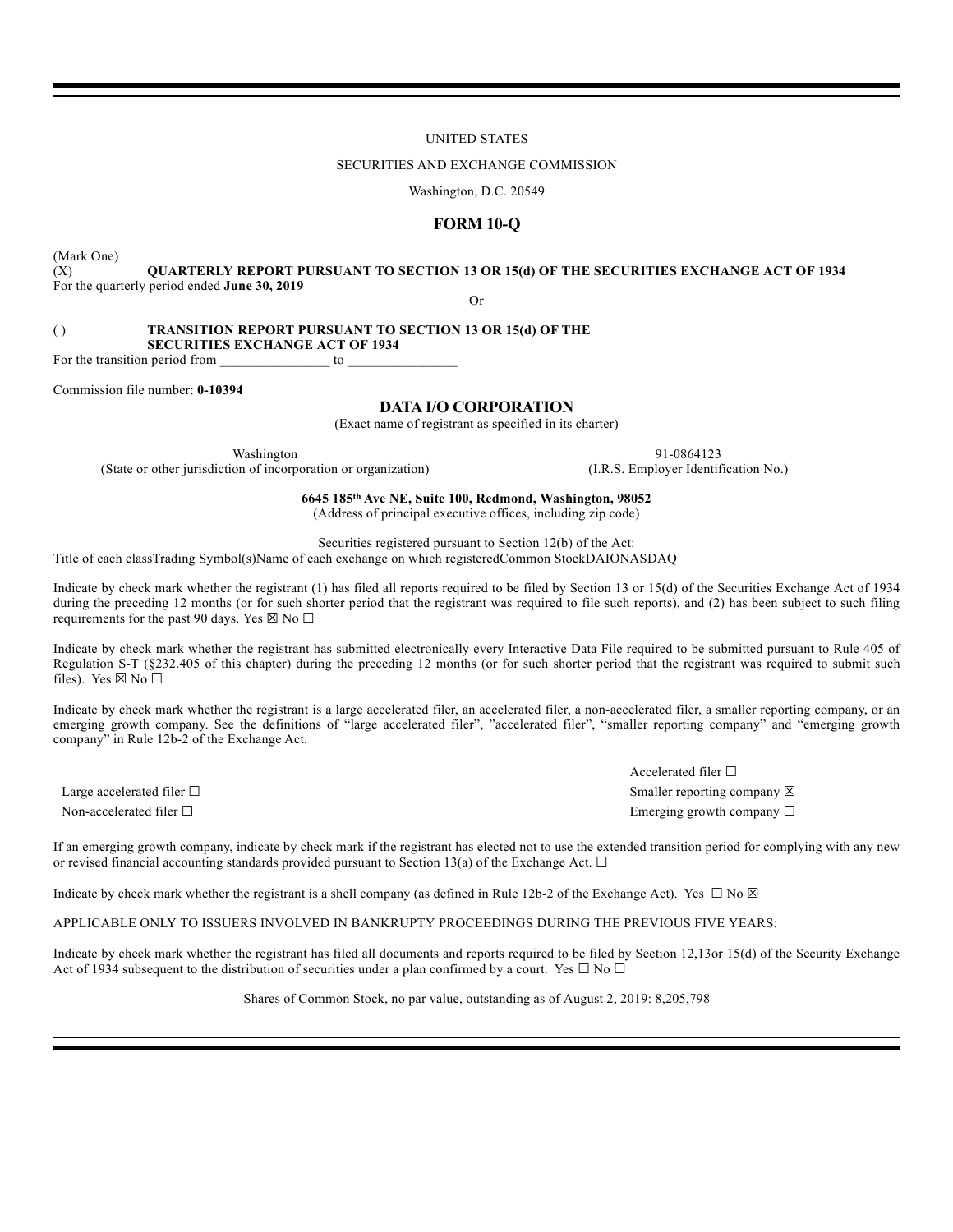UNITED STATES

SECURITIES AND EXCHANGE COMMISSION

Washington, D.C. 20549

# FORM 10-Q

(Mark One)

(X) **QUARTERLY REPORT PURSUANT TO SECTION 13 OR 15(d) OF THE SECURITIES EXCHANGE ACT OF 1934**

For the quarterly period ended **June 30, 2019**

Or

( ) **TRANSITION REPORT PURSUANT TO SECTION 13 OR 15(d) OF THE SECURITIES EXCHANGE ACT OF 1934**

For the transition period from ________________ to ________________

Commission file number: **0-10394**

## DATA I/O CORPORATION

(Exact name of registrant as specified in its charter)

| Washington | 91-0864123 |
|---|---|
| (State or other jurisdiction of incorporation or organization) | (I.R.S. Employer Identification No.) |

**6645 185th Ave NE, Suite 100, Redmond, Washington, 98052**

(Address of principal executive offices, including zip code)

Securities registered pursuant to Section 12(b) of the Act:

Title of each classTrading Symbol(s)Name of each exchange on which registeredCommon StockDAIONASDAQ

Indicate by check mark whether the registrant (1) has filed all reports required to be filed by Section 13 or 15(d) of the Securities Exchange Act of 1934 during the preceding 12 months (or for such shorter period that the registrant was required to file such reports), and (2) has been subject to such filing requirements for the past 90 days. Yes ☒ No ☐

Indicate by check mark whether the registrant has submitted electronically every Interactive Data File required to be submitted pursuant to Rule 405 of Regulation S-T (§232.405 of this chapter) during the preceding 12 months (or for such shorter period that the registrant was required to submit such files). Yes ☒ No ☐

Indicate by check mark whether the registrant is a large accelerated filer, an accelerated filer, a non-accelerated filer, a smaller reporting company, or an emerging growth company. See the definitions of "large accelerated filer", "accelerated filer", "smaller reporting company" and "emerging growth company" in Rule 12b-2 of the Exchange Act.

| | |
|---|---|
| | Accelerated filer ☐ |
| Large accelerated filer ☐ | Smaller reporting company ☒ |
| Non-accelerated filer ☐ | Emerging growth company ☐ |

If an emerging growth company, indicate by check mark if the registrant has elected not to use the extended transition period for complying with any new or revised financial accounting standards provided pursuant to Section 13(a) of the Exchange Act. ☐

Indicate by check mark whether the registrant is a shell company (as defined in Rule 12b-2 of the Exchange Act). Yes ☐ No ☒

APPLICABLE ONLY TO ISSUERS INVOLVED IN BANKRUPTY PROCEEDINGS DURING THE PREVIOUS FIVE YEARS:

Indicate by check mark whether the registrant has filed all documents and reports required to be filed by Section 12,13or 15(d) of the Security Exchange Act of 1934 subsequent to the distribution of securities under a plan confirmed by a court. Yes ☐ No ☐

Shares of Common Stock, no par value, outstanding as of August 2, 2019: 8,205,798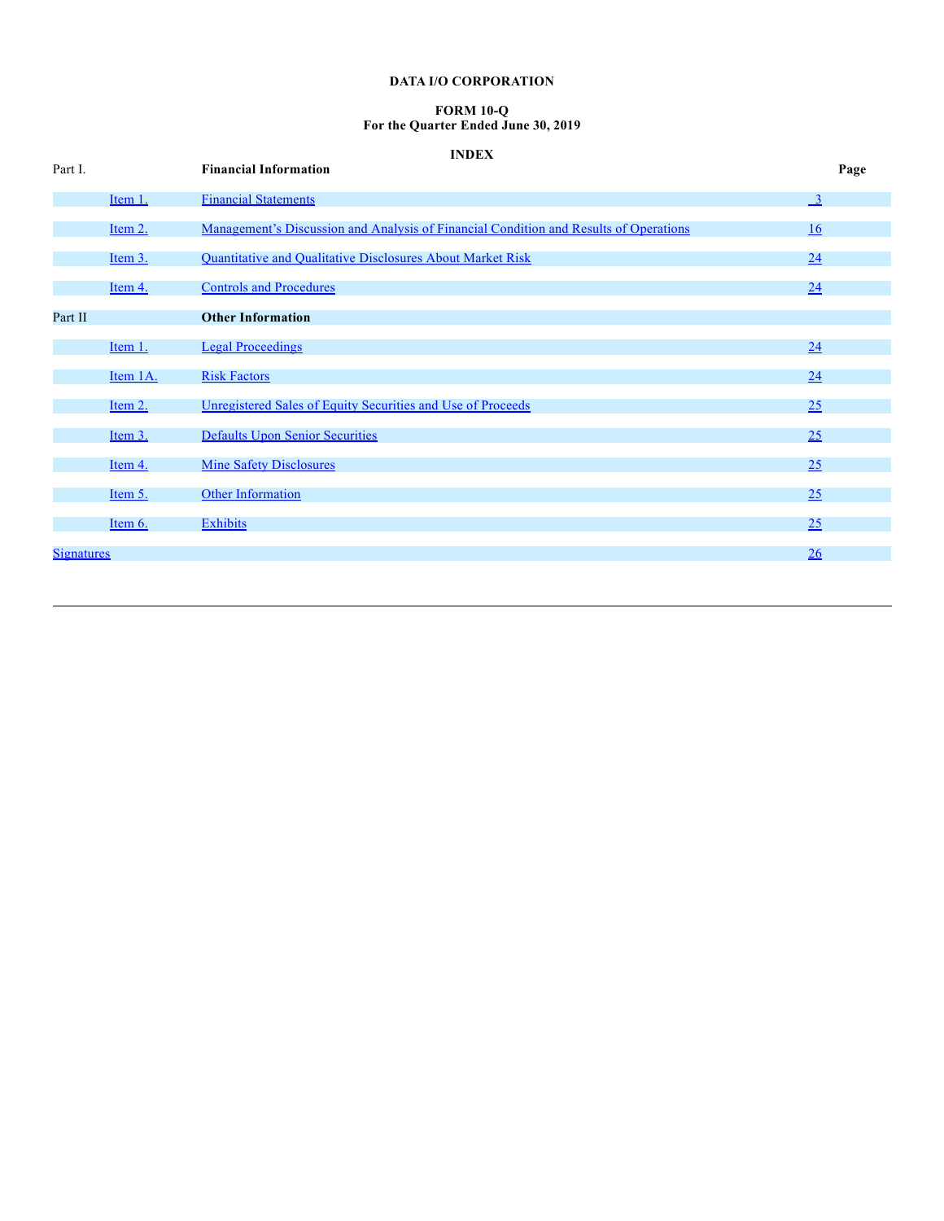**DATA I/O CORPORATION**

**FORM 10-Q**
**For the Quarter Ended June 30, 2019**

**INDEX**

| Part I. | | **Financial Information** | **Page** |
|---|---|---|---|
| | Item 1. | Financial Statements | 3 |
| | Item 2. | Management's Discussion and Analysis of Financial Condition and Results of Operations | 16 |
| | Item 3. | Quantitative and Qualitative Disclosures About Market Risk | 24 |
| | Item 4. | Controls and Procedures | 24 |
| Part II | | **Other Information** | |
| | Item 1. | Legal Proceedings | 24 |
| | Item 1A. | Risk Factors | 24 |
| | Item 2. | Unregistered Sales of Equity Securities and Use of Proceeds | 25 |
| | Item 3. | Defaults Upon Senior Securities | 25 |
| | Item 4. | Mine Safety Disclosures | 25 |
| | Item 5. | Other Information | 25 |
| | Item 6. | Exhibits | 25 |
| Signatures | | | 26 |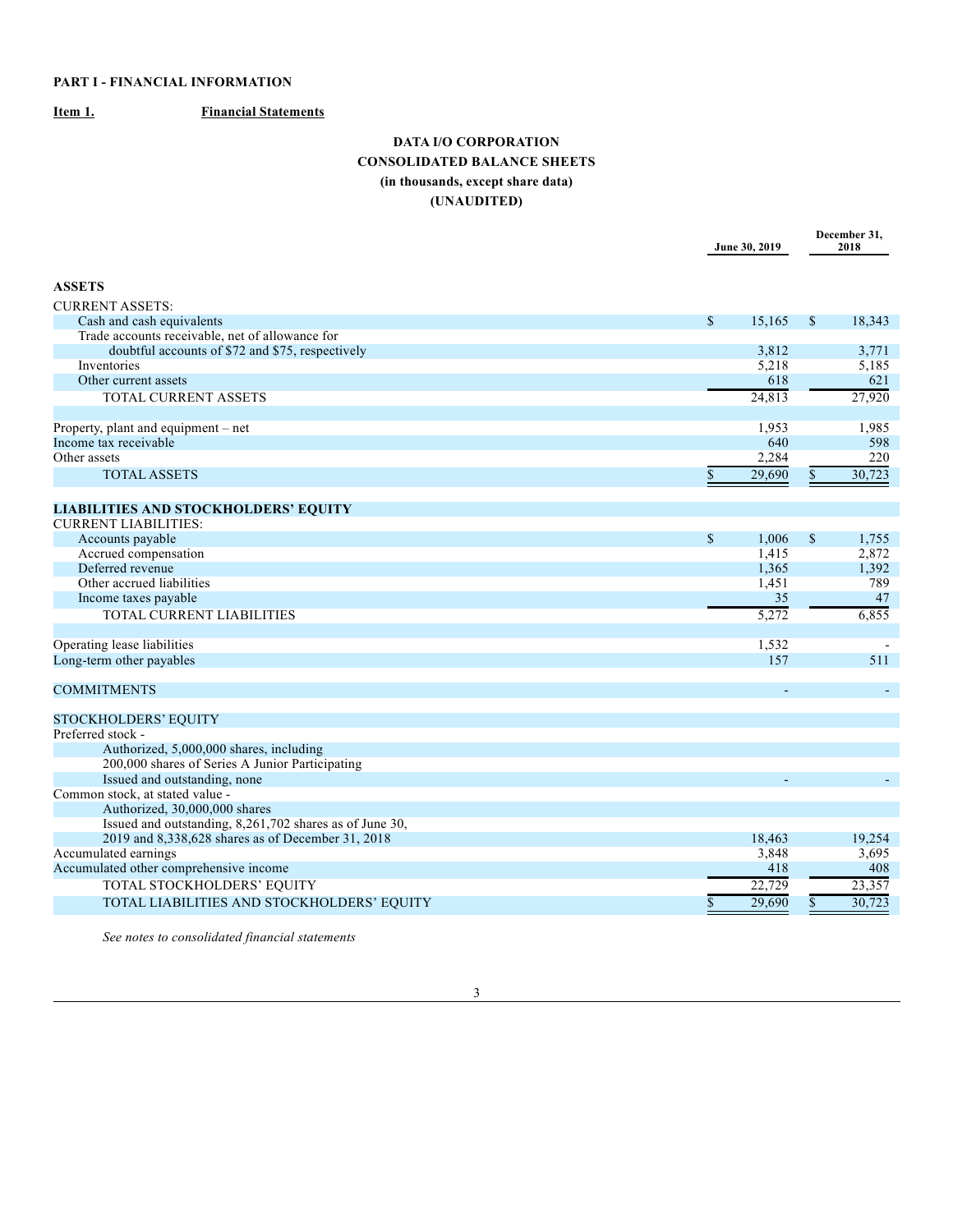**PART I - FINANCIAL INFORMATION**

**Item 1.** **Financial Statements**

**DATA I/O CORPORATION**
**CONSOLIDATED BALANCE SHEETS**
**(in thousands, except share data)**
**(UNAUDITED)**

| | June 30, 2019 | December 31, 2018 |
|---|---|---|
| **ASSETS** | | |
| CURRENT ASSETS: | | |
| Cash and cash equivalents | $ 15,165 | $ 18,343 |
| Trade accounts receivable, net of allowance for doubtful accounts of $72 and $75, respectively | 3,812 | 3,771 |
| Inventories | 5,218 | 5,185 |
| Other current assets | 618 | 621 |
| TOTAL CURRENT ASSETS | 24,813 | 27,920 |
| | | |
| Property, plant and equipment – net | 1,953 | 1,985 |
| Income tax receivable | 640 | 598 |
| Other assets | 2,284 | 220 |
| TOTAL ASSETS | $ 29,690 | $ 30,723 |
| | | |
| **LIABILITIES AND STOCKHOLDERS' EQUITY** | | |
| CURRENT LIABILITIES: | | |
| Accounts payable | $ 1,006 | $ 1,755 |
| Accrued compensation | 1,415 | 2,872 |
| Deferred revenue | 1,365 | 1,392 |
| Other accrued liabilities | 1,451 | 789 |
| Income taxes payable | 35 | 47 |
| TOTAL CURRENT LIABILITIES | 5,272 | 6,855 |
| | | |
| Operating lease liabilities | 1,532 | - |
| Long-term other payables | 157 | 511 |
| | | |
| COMMITMENTS | - | - |
| | | |
| STOCKHOLDERS' EQUITY | | |
| Preferred stock - | | |
| Authorized, 5,000,000 shares, including 200,000 shares of Series A Junior Participating | | |
| Issued and outstanding, none | - | - |
| Common stock, at stated value - | | |
| Authorized, 30,000,000 shares | | |
| Issued and outstanding, 8,261,702 shares as of June 30, 2019 and 8,338,628 shares as of December 31, 2018 | 18,463 | 19,254 |
| Accumulated earnings | 3,848 | 3,695 |
| Accumulated other comprehensive income | 418 | 408 |
| TOTAL STOCKHOLDERS' EQUITY | 22,729 | 23,357 |
| TOTAL LIABILITIES AND STOCKHOLDERS' EQUITY | $ 29,690 | $ 30,723 |

*See notes to consolidated financial statements*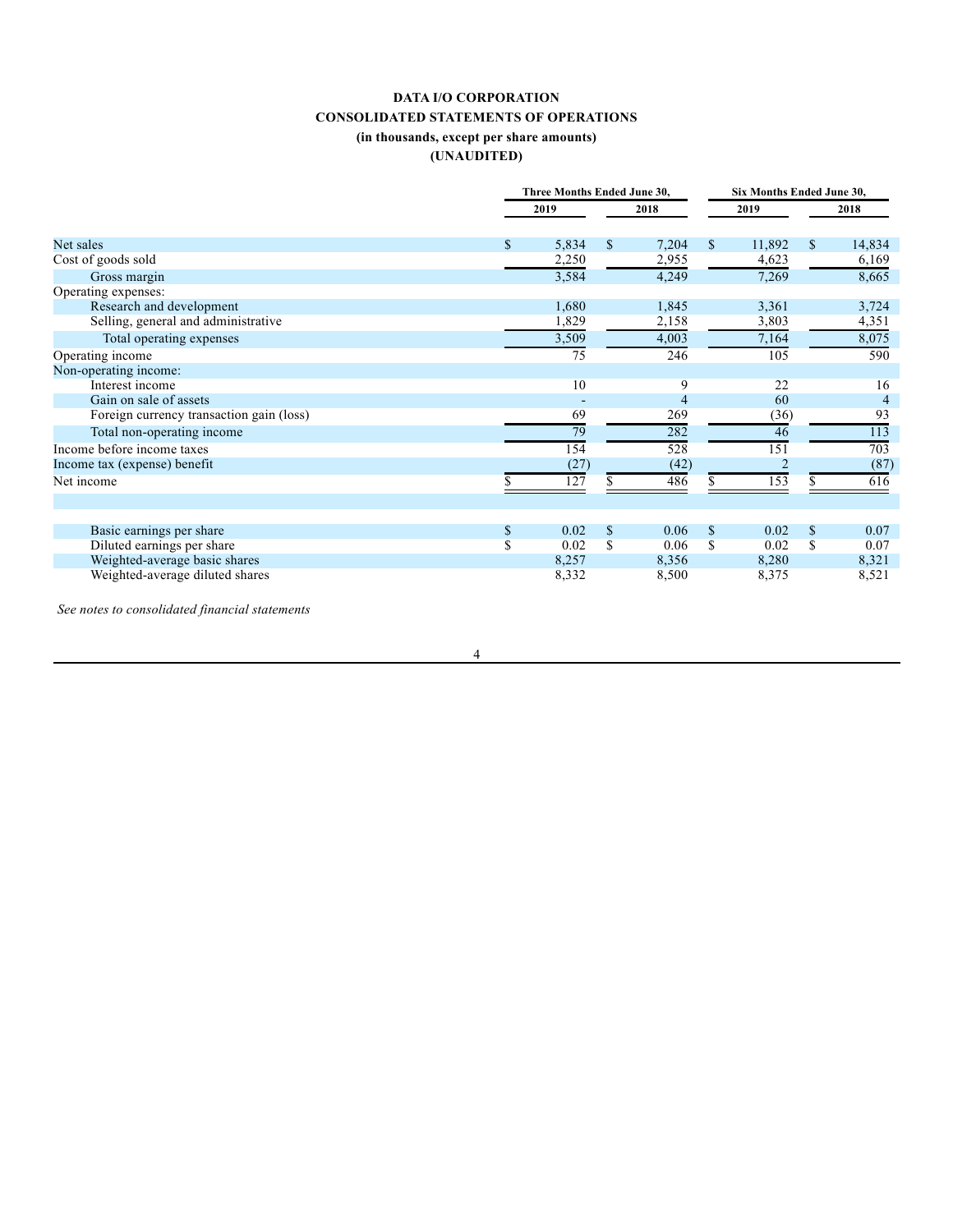**DATA I/O CORPORATION**

**CONSOLIDATED STATEMENTS OF OPERATIONS**

**(in thousands, except per share amounts)**

**(UNAUDITED)**

| | Three Months Ended June 30, | | Six Months Ended June 30, | |
|---|---|---|---|---|
| | 2019 | 2018 | 2019 | 2018 |
| Net sales | $ 5,834 | $ 7,204 | $ 11,892 | $ 14,834 |
| Cost of goods sold | 2,250 | 2,955 | 4,623 | 6,169 |
| Gross margin | 3,584 | 4,249 | 7,269 | 8,665 |
| Operating expenses: | | | | |
| Research and development | 1,680 | 1,845 | 3,361 | 3,724 |
| Selling, general and administrative | 1,829 | 2,158 | 3,803 | 4,351 |
| Total operating expenses | 3,509 | 4,003 | 7,164 | 8,075 |
| Operating income | 75 | 246 | 105 | 590 |
| Non-operating income: | | | | |
| Interest income | 10 | 9 | 22 | 16 |
| Gain on sale of assets | - | 4 | 60 | 4 |
| Foreign currency transaction gain (loss) | 69 | 269 | (36) | 93 |
| Total non-operating income | 79 | 282 | 46 | 113 |
| Income before income taxes | 154 | 528 | 151 | 703 |
| Income tax (expense) benefit | (27) | (42) | 2 | (87) |
| Net income | $ 127 | $ 486 | $ 153 | $ 616 |
| | | | | |
| Basic earnings per share | $ 0.02 | $ 0.06 | $ 0.02 | $ 0.07 |
| Diluted earnings per share | $ 0.02 | $ 0.06 | $ 0.02 | $ 0.07 |
| Weighted-average basic shares | 8,257 | 8,356 | 8,280 | 8,321 |
| Weighted-average diluted shares | 8,332 | 8,500 | 8,375 | 8,521 |

*See notes to consolidated financial statements*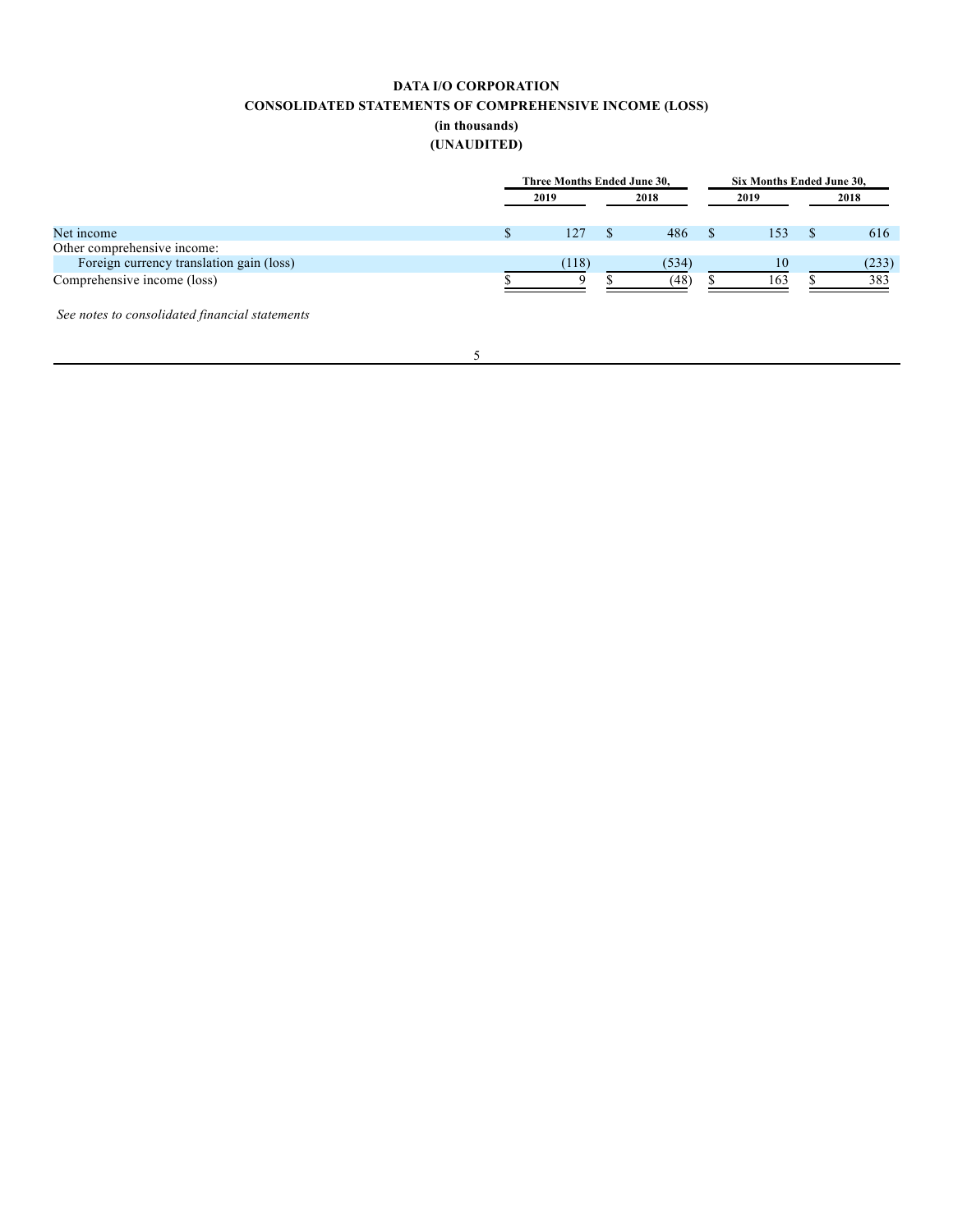**DATA I/O CORPORATION**

**CONSOLIDATED STATEMENTS OF COMPREHENSIVE INCOME (LOSS)**

**(in thousands)**

**(UNAUDITED)**

| | Three Months Ended June 30, | | Six Months Ended June 30, | |
|---|---|---|---|---|
| | 2019 | 2018 | 2019 | 2018 |
| Net income | $ 127 | $ 486 | $ 153 | $ 616 |
| Other comprehensive income: | | | | |
| Foreign currency translation gain (loss) | (118) | (534) | 10 | (233) |
| Comprehensive income (loss) | $ 9 | $ (48) | $ 163 | $ 383 |

*See notes to consolidated financial statements*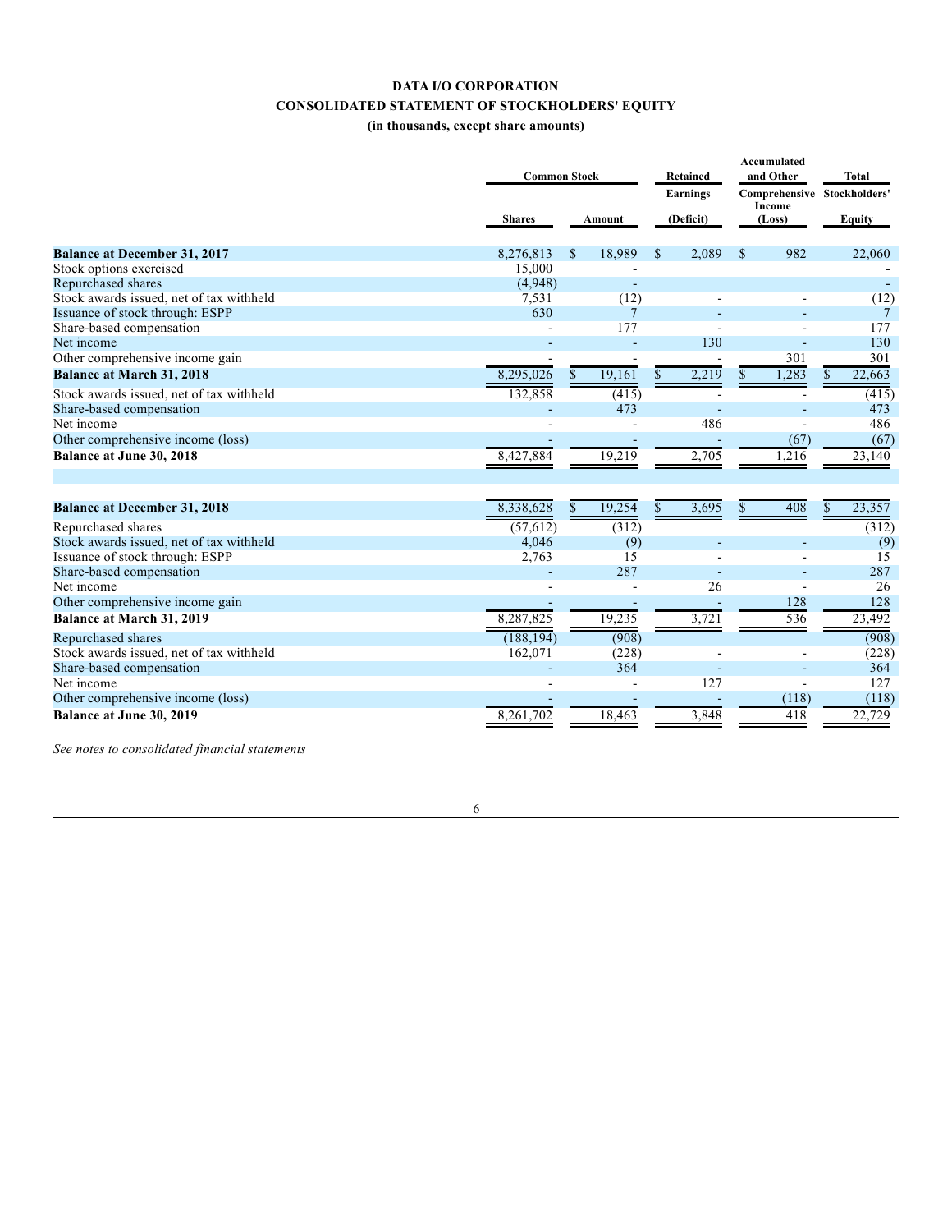**DATA I/O CORPORATION**

**CONSOLIDATED STATEMENT OF STOCKHOLDERS' EQUITY**

**(in thousands, except share amounts)**

| | Common Stock | | Retained Earnings | Accumulated and Other Comprehensive Income | Total Stockholders' |
|---|---|---|---|---|---|
| | Shares | Amount | (Deficit) | (Loss) | Equity |
| **Balance at December 31, 2017** | 8,276,813 | $ 18,989 | $ 2,089 | $ 982 | 22,060 |
| Stock options exercised | 15,000 | - | | | - |
| Repurchased shares | (4,948) | - | | | - |
| Stock awards issued, net of tax withheld | 7,531 | (12) | - | - | (12) |
| Issuance of stock through: ESPP | 630 | 7 | - | - | 7 |
| Share-based compensation | - | 177 | - | - | 177 |
| Net income | - | - | 130 | - | 130 |
| Other comprehensive income gain | - | - | - | 301 | 301 |
| **Balance at March 31, 2018** | 8,295,026 | $ 19,161 | $ 2,219 | $ 1,283 | $ 22,663 |
| Stock awards issued, net of tax withheld | 132,858 | (415) | - | - | (415) |
| Share-based compensation | - | 473 | - | - | 473 |
| Net income | - | - | 486 | - | 486 |
| Other comprehensive income (loss) | - | - | - | (67) | (67) |
| **Balance at June 30, 2018** | 8,427,884 | 19,219 | 2,705 | 1,216 | 23,140 |
| | | | | | |
| **Balance at December 31, 2018** | 8,338,628 | $ 19,254 | $ 3,695 | $ 408 | $ 23,357 |
| Repurchased shares | (57,612) | (312) | | | (312) |
| Stock awards issued, net of tax withheld | 4,046 | (9) | - | - | (9) |
| Issuance of stock through: ESPP | 2,763 | 15 | - | - | 15 |
| Share-based compensation | - | 287 | - | - | 287 |
| Net income | - | - | 26 | - | 26 |
| Other comprehensive income gain | - | - | - | 128 | 128 |
| **Balance at March 31, 2019** | 8,287,825 | 19,235 | 3,721 | 536 | 23,492 |
| Repurchased shares | (188,194) | (908) | | | (908) |
| Stock awards issued, net of tax withheld | 162,071 | (228) | - | - | (228) |
| Share-based compensation | - | 364 | - | - | 364 |
| Net income | - | - | 127 | - | 127 |
| Other comprehensive income (loss) | - | - | - | (118) | (118) |
| **Balance at June 30, 2019** | 8,261,702 | 18,463 | 3,848 | 418 | 22,729 |

*See notes to consolidated financial statements*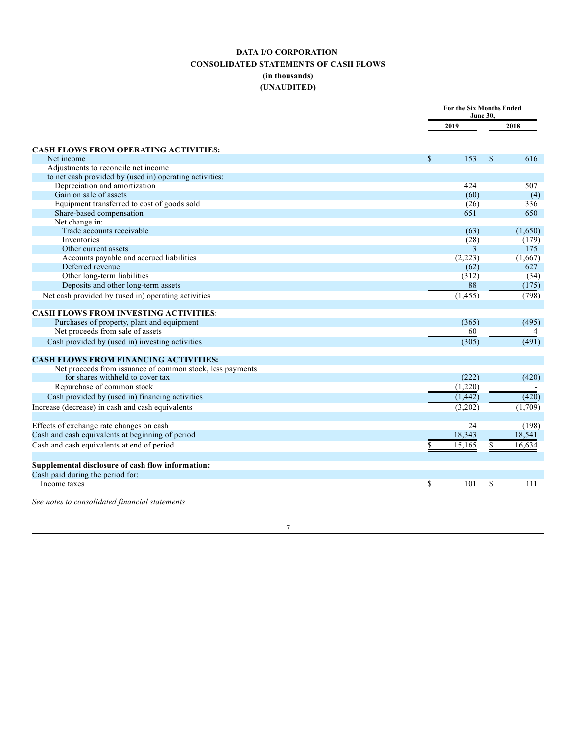**DATA I/O CORPORATION**

**CONSOLIDATED STATEMENTS OF CASH FLOWS**

**(in thousands)**

**(UNAUDITED)**

| | For the Six Months Ended June 30, | |
|---|---|---|
| | 2019 | 2018 |
| **CASH FLOWS FROM OPERATING ACTIVITIES:** | | |
| Net income | $ 153 | $ 616 |
| Adjustments to reconcile net income | | |
| to net cash provided by (used in) operating activities: | | |
| Depreciation and amortization | 424 | 507 |
| Gain on sale of assets | (60) | (4) |
| Equipment transferred to cost of goods sold | (26) | 336 |
| Share-based compensation | 651 | 650 |
| Net change in: | | |
| Trade accounts receivable | (63) | (1,650) |
| Inventories | (28) | (179) |
| Other current assets | 3 | 175 |
| Accounts payable and accrued liabilities | (2,223) | (1,667) |
| Deferred revenue | (62) | 627 |
| Other long-term liabilities | (312) | (34) |
| Deposits and other long-term assets | 88 | (175) |
| Net cash provided by (used in) operating activities | (1,455) | (798) |
| **CASH FLOWS FROM INVESTING ACTIVITIES:** | | |
| Purchases of property, plant and equipment | (365) | (495) |
| Net proceeds from sale of assets | 60 | 4 |
| Cash provided by (used in) investing activities | (305) | (491) |
| **CASH FLOWS FROM FINANCING ACTIVITIES:** | | |
| Net proceeds from issuance of common stock, less payments for shares withheld to cover tax | (222) | (420) |
| Repurchase of common stock | (1,220) | - |
| Cash provided by (used in) financing activities | (1,442) | (420) |
| Increase (decrease) in cash and cash equivalents | (3,202) | (1,709) |
| Effects of exchange rate changes on cash | 24 | (198) |
| Cash and cash equivalents at beginning of period | 18,343 | 18,541 |
| Cash and cash equivalents at end of period | $ 15,165 | $ 16,634 |
| **Supplemental disclosure of cash flow information:** | | |
| Cash paid during the period for: | | |
| Income taxes | $ 101 | $ 111 |

*See notes to consolidated financial statements*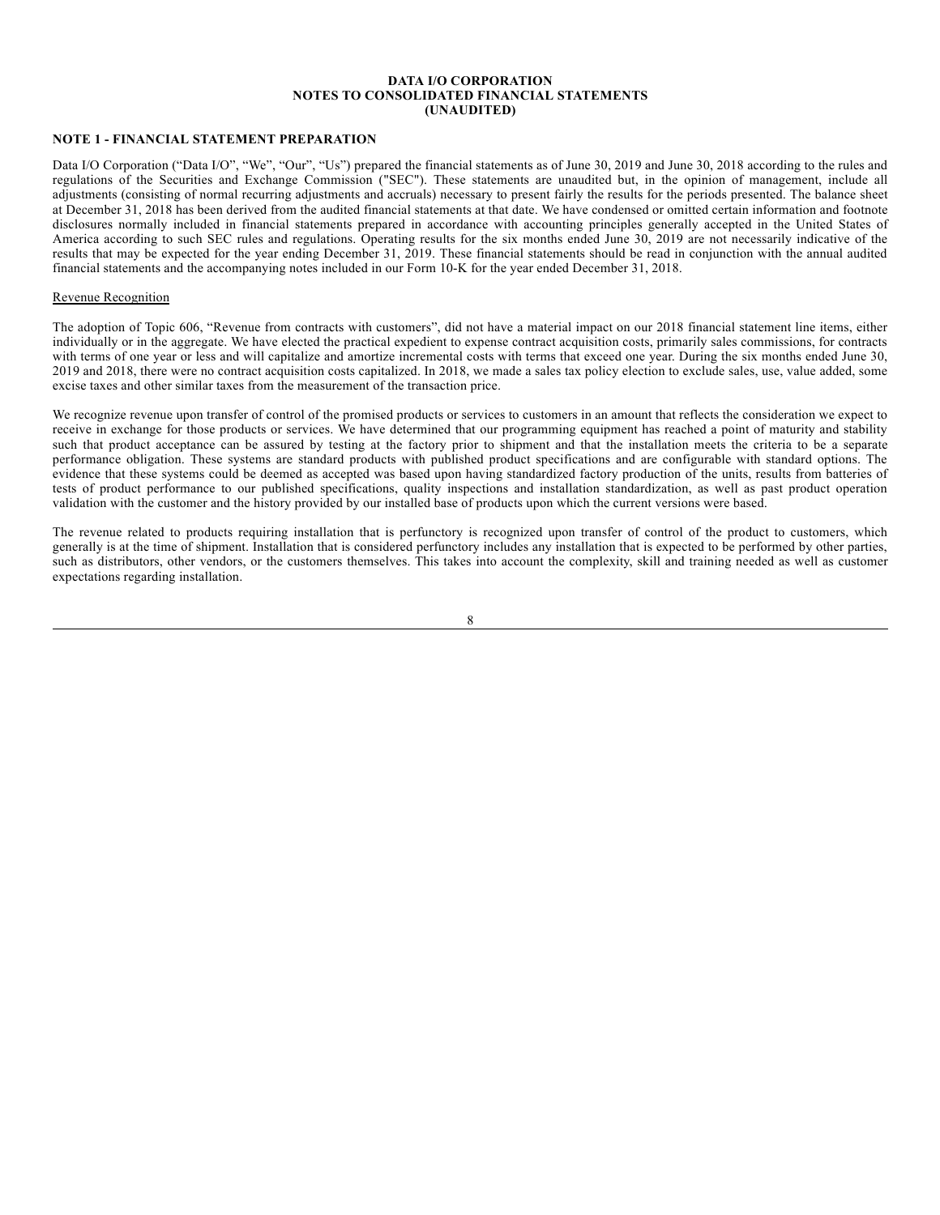**DATA I/O CORPORATION**
**NOTES TO CONSOLIDATED FINANCIAL STATEMENTS**
**(UNAUDITED)**

## NOTE 1 - FINANCIAL STATEMENT PREPARATION

Data I/O Corporation ("Data I/O", "We", "Our", "Us") prepared the financial statements as of June 30, 2019 and June 30, 2018 according to the rules and regulations of the Securities and Exchange Commission ("SEC"). These statements are unaudited but, in the opinion of management, include all adjustments (consisting of normal recurring adjustments and accruals) necessary to present fairly the results for the periods presented. The balance sheet at December 31, 2018 has been derived from the audited financial statements at that date. We have condensed or omitted certain information and footnote disclosures normally included in financial statements prepared in accordance with accounting principles generally accepted in the United States of America according to such SEC rules and regulations. Operating results for the six months ended June 30, 2019 are not necessarily indicative of the results that may be expected for the year ending December 31, 2019. These financial statements should be read in conjunction with the annual audited financial statements and the accompanying notes included in our Form 10-K for the year ended December 31, 2018.

### Revenue Recognition

The adoption of Topic 606, "Revenue from contracts with customers", did not have a material impact on our 2018 financial statement line items, either individually or in the aggregate. We have elected the practical expedient to expense contract acquisition costs, primarily sales commissions, for contracts with terms of one year or less and will capitalize and amortize incremental costs with terms that exceed one year. During the six months ended June 30, 2019 and 2018, there were no contract acquisition costs capitalized. In 2018, we made a sales tax policy election to exclude sales, use, value added, some excise taxes and other similar taxes from the measurement of the transaction price.

We recognize revenue upon transfer of control of the promised products or services to customers in an amount that reflects the consideration we expect to receive in exchange for those products or services. We have determined that our programming equipment has reached a point of maturity and stability such that product acceptance can be assured by testing at the factory prior to shipment and that the installation meets the criteria to be a separate performance obligation. These systems are standard products with published product specifications and are configurable with standard options. The evidence that these systems could be deemed as accepted was based upon having standardized factory production of the units, results from batteries of tests of product performance to our published specifications, quality inspections and installation standardization, as well as past product operation validation with the customer and the history provided by our installed base of products upon which the current versions were based.

The revenue related to products requiring installation that is perfunctory is recognized upon transfer of control of the product to customers, which generally is at the time of shipment. Installation that is considered perfunctory includes any installation that is expected to be performed by other parties, such as distributors, other vendors, or the customers themselves. This takes into account the complexity, skill and training needed as well as customer expectations regarding installation.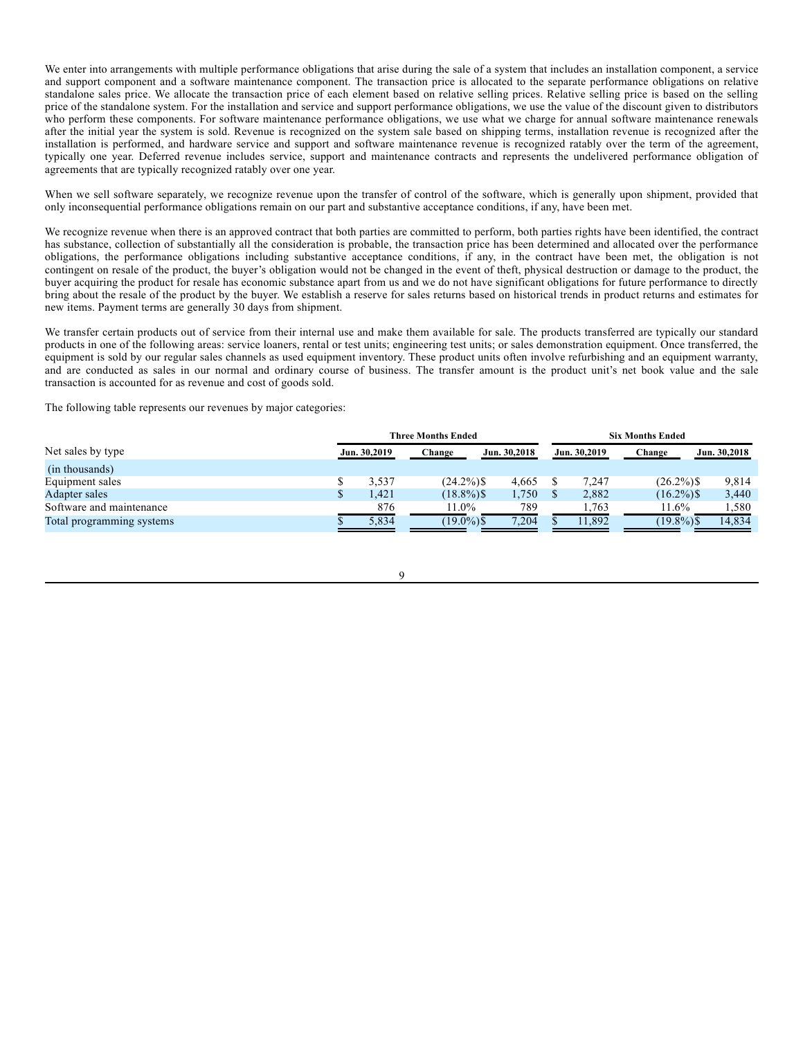We enter into arrangements with multiple performance obligations that arise during the sale of a system that includes an installation component, a service and support component and a software maintenance component. The transaction price is allocated to the separate performance obligations on relative standalone sales price. We allocate the transaction price of each element based on relative selling prices. Relative selling price is based on the selling price of the standalone system. For the installation and service and support performance obligations, we use the value of the discount given to distributors who perform these components. For software maintenance performance obligations, we use what we charge for annual software maintenance renewals after the initial year the system is sold. Revenue is recognized on the system sale based on shipping terms, installation revenue is recognized after the installation is performed, and hardware service and support and software maintenance revenue is recognized ratably over the term of the agreement, typically one year. Deferred revenue includes service, support and maintenance contracts and represents the undelivered performance obligation of agreements that are typically recognized ratably over one year.

When we sell software separately, we recognize revenue upon the transfer of control of the software, which is generally upon shipment, provided that only inconsequential performance obligations remain on our part and substantive acceptance conditions, if any, have been met.

We recognize revenue when there is an approved contract that both parties are committed to perform, both parties rights have been identified, the contract has substance, collection of substantially all the consideration is probable, the transaction price has been determined and allocated over the performance obligations, the performance obligations including substantive acceptance conditions, if any, in the contract have been met, the obligation is not contingent on resale of the product, the buyer's obligation would not be changed in the event of theft, physical destruction or damage to the product, the buyer acquiring the product for resale has economic substance apart from us and we do not have significant obligations for future performance to directly bring about the resale of the product by the buyer. We establish a reserve for sales returns based on historical trends in product returns and estimates for new items. Payment terms are generally 30 days from shipment.

We transfer certain products out of service from their internal use and make them available for sale. The products transferred are typically our standard products in one of the following areas: service loaners, rental or test units; engineering test units; or sales demonstration equipment. Once transferred, the equipment is sold by our regular sales channels as used equipment inventory. These product units often involve refurbishing and an equipment warranty, and are conducted as sales in our normal and ordinary course of business. The transfer amount is the product unit's net book value and the sale transaction is accounted for as revenue and cost of goods sold.

The following table represents our revenues by major categories:

| | Three Months Ended | | | Six Months Ended | | |
|---|---|---|---|---|---|---|
| Net sales by type | Jun. 30,2019 | Change | Jun. 30,2018 | Jun. 30,2019 | Change | Jun. 30,2018 |
| (in thousands) | | | | | | |
| Equipment sales | $ 3,537 | (24.2%) | $ 4,665 | $ 7,247 | (26.2%) | $ 9,814 |
| Adapter sales | $ 1,421 | (18.8%) | $ 1,750 | $ 2,882 | (16.2%) | $ 3,440 |
| Software and maintenance | 876 | 11.0% | 789 | 1,763 | 11.6% | 1,580 |
| Total programming systems | $ 5,834 | (19.0%) | $ 7,204 | $ 11,892 | (19.8%) | $ 14,834 |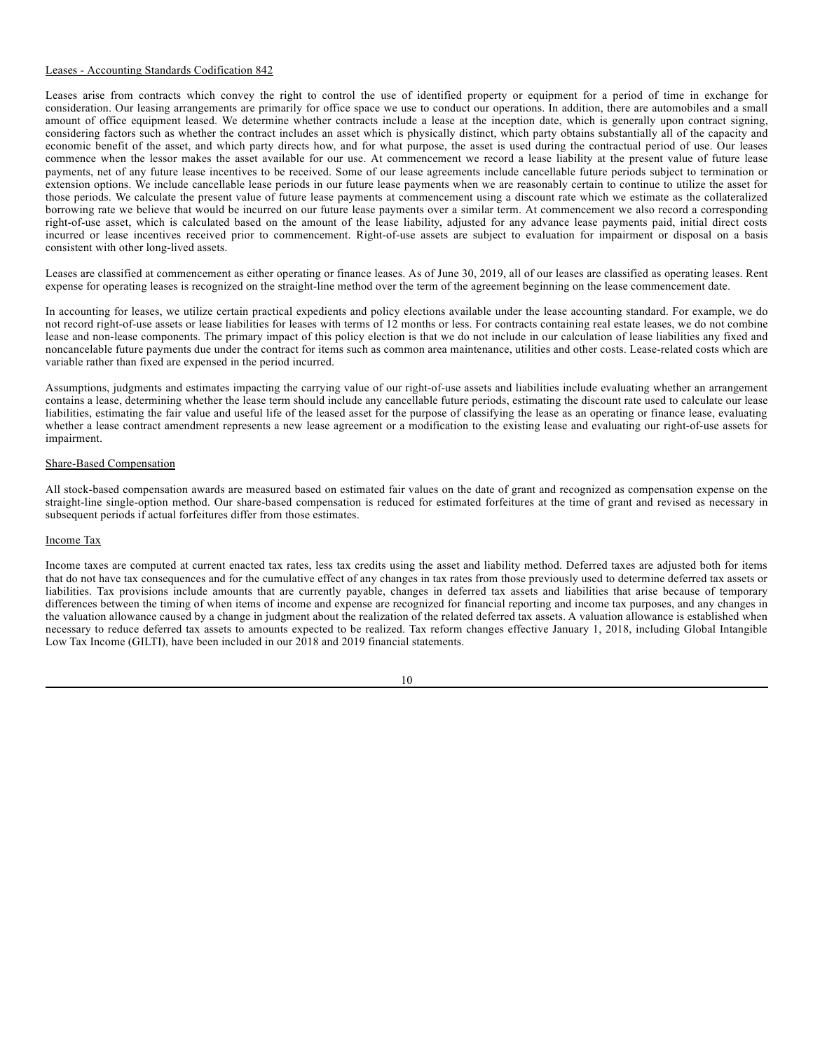Leases - Accounting Standards Codification 842

Leases arise from contracts which convey the right to control the use of identified property or equipment for a period of time in exchange for consideration. Our leasing arrangements are primarily for office space we use to conduct our operations. In addition, there are automobiles and a small amount of office equipment leased. We determine whether contracts include a lease at the inception date, which is generally upon contract signing, considering factors such as whether the contract includes an asset which is physically distinct, which party obtains substantially all of the capacity and economic benefit of the asset, and which party directs how, and for what purpose, the asset is used during the contractual period of use. Our leases commence when the lessor makes the asset available for our use. At commencement we record a lease liability at the present value of future lease payments, net of any future lease incentives to be received. Some of our lease agreements include cancellable future periods subject to termination or extension options. We include cancellable lease periods in our future lease payments when we are reasonably certain to continue to utilize the asset for those periods. We calculate the present value of future lease payments at commencement using a discount rate which we estimate as the collateralized borrowing rate we believe that would be incurred on our future lease payments over a similar term. At commencement we also record a corresponding right-of-use asset, which is calculated based on the amount of the lease liability, adjusted for any advance lease payments paid, initial direct costs incurred or lease incentives received prior to commencement. Right-of-use assets are subject to evaluation for impairment or disposal on a basis consistent with other long-lived assets.

Leases are classified at commencement as either operating or finance leases. As of June 30, 2019, all of our leases are classified as operating leases. Rent expense for operating leases is recognized on the straight-line method over the term of the agreement beginning on the lease commencement date.

In accounting for leases, we utilize certain practical expedients and policy elections available under the lease accounting standard. For example, we do not record right-of-use assets or lease liabilities for leases with terms of 12 months or less. For contracts containing real estate leases, we do not combine lease and non-lease components. The primary impact of this policy election is that we do not include in our calculation of lease liabilities any fixed and noncancelable future payments due under the contract for items such as common area maintenance, utilities and other costs. Lease-related costs which are variable rather than fixed are expensed in the period incurred.

Assumptions, judgments and estimates impacting the carrying value of our right-of-use assets and liabilities include evaluating whether an arrangement contains a lease, determining whether the lease term should include any cancellable future periods, estimating the discount rate used to calculate our lease liabilities, estimating the fair value and useful life of the leased asset for the purpose of classifying the lease as an operating or finance lease, evaluating whether a lease contract amendment represents a new lease agreement or a modification to the existing lease and evaluating our right-of-use assets for impairment.

Share-Based Compensation

All stock-based compensation awards are measured based on estimated fair values on the date of grant and recognized as compensation expense on the straight-line single-option method. Our share-based compensation is reduced for estimated forfeitures at the time of grant and revised as necessary in subsequent periods if actual forfeitures differ from those estimates.

Income Tax

Income taxes are computed at current enacted tax rates, less tax credits using the asset and liability method. Deferred taxes are adjusted both for items that do not have tax consequences and for the cumulative effect of any changes in tax rates from those previously used to determine deferred tax assets or liabilities. Tax provisions include amounts that are currently payable, changes in deferred tax assets and liabilities that arise because of temporary differences between the timing of when items of income and expense are recognized for financial reporting and income tax purposes, and any changes in the valuation allowance caused by a change in judgment about the realization of the related deferred tax assets. A valuation allowance is established when necessary to reduce deferred tax assets to amounts expected to be realized. Tax reform changes effective January 1, 2018, including Global Intangible Low Tax Income (GILTI), have been included in our 2018 and 2019 financial statements.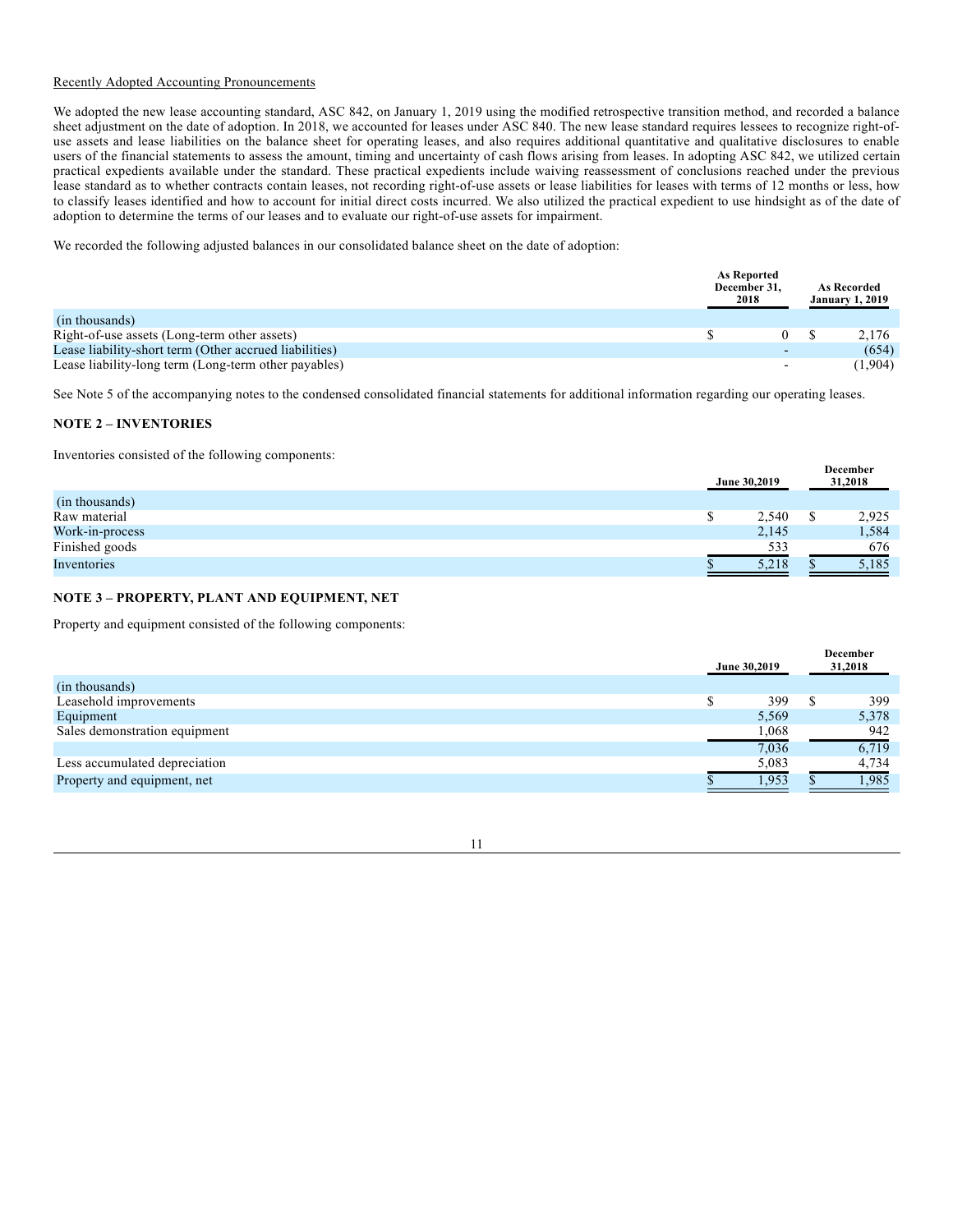Recently Adopted Accounting Pronouncements

We adopted the new lease accounting standard, ASC 842, on January 1, 2019 using the modified retrospective transition method, and recorded a balance sheet adjustment on the date of adoption. In 2018, we accounted for leases under ASC 840. The new lease standard requires lessees to recognize right-of-use assets and lease liabilities on the balance sheet for operating leases, and also requires additional quantitative and qualitative disclosures to enable users of the financial statements to assess the amount, timing and uncertainty of cash flows arising from leases. In adopting ASC 842, we utilized certain practical expedients available under the standard. These practical expedients include waiving reassessment of conclusions reached under the previous lease standard as to whether contracts contain leases, not recording right-of-use assets or lease liabilities for leases with terms of 12 months or less, how to classify leases identified and how to account for initial direct costs incurred. We also utilized the practical expedient to use hindsight as of the date of adoption to determine the terms of our leases and to evaluate our right-of-use assets for impairment.

We recorded the following adjusted balances in our consolidated balance sheet on the date of adoption:

| | As Reported December 31, 2018 | As Recorded January 1, 2019 |
|---|---|---|
| (in thousands) | | |
| Right-of-use assets (Long-term other assets) | $ 0 | $ 2,176 |
| Lease liability-short term (Other accrued liabilities) | - | (654) |
| Lease liability-long term (Long-term other payables) | - | (1,904) |

See Note 5 of the accompanying notes to the condensed consolidated financial statements for additional information regarding our operating leases.

## NOTE 2 – INVENTORIES

Inventories consisted of the following components:

| | June 30,2019 | December 31,2018 |
|---|---|---|
| (in thousands) | | |
| Raw material | $ 2,540 | $ 2,925 |
| Work-in-process | 2,145 | 1,584 |
| Finished goods | 533 | 676 |
| Inventories | $ 5,218 | $ 5,185 |

## NOTE 3 – PROPERTY, PLANT AND EQUIPMENT, NET

Property and equipment consisted of the following components:

| | June 30,2019 | December 31,2018 |
|---|---|---|
| (in thousands) | | |
| Leasehold improvements | $ 399 | $ 399 |
| Equipment | 5,569 | 5,378 |
| Sales demonstration equipment | 1,068 | 942 |
| | 7,036 | 6,719 |
| Less accumulated depreciation | 5,083 | 4,734 |
| Property and equipment, net | $ 1,953 | $ 1,985 |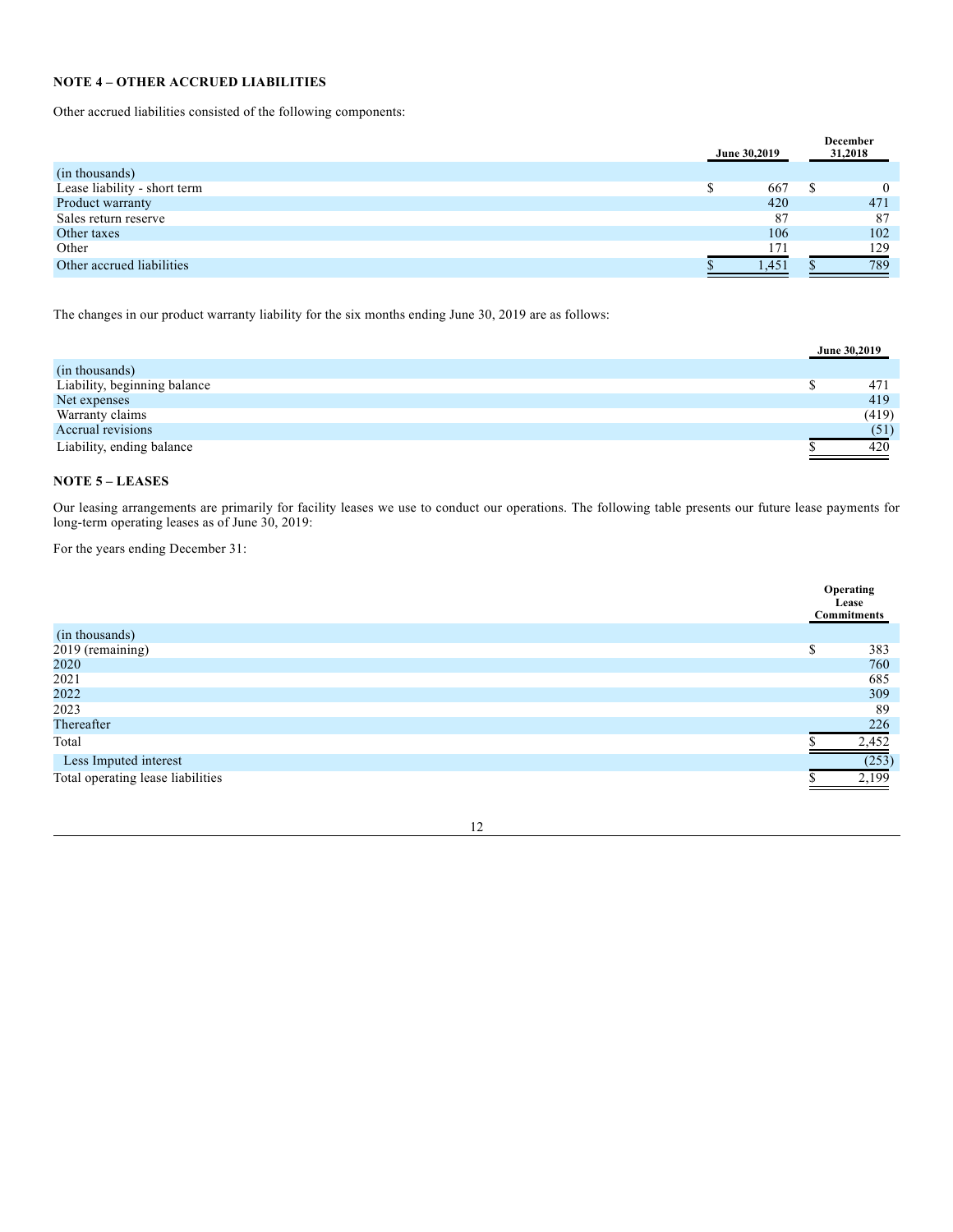## NOTE 4 – OTHER ACCRUED LIABILITIES

Other accrued liabilities consisted of the following components:

| (in thousands) | June 30,2019 | December 31,2018 |
|---|---|---|
| Lease liability - short term | $ 667 | $ 0 |
| Product warranty | 420 | 471 |
| Sales return reserve | 87 | 87 |
| Other taxes | 106 | 102 |
| Other | 171 | 129 |
| Other accrued liabilities | $ 1,451 | $ 789 |

The changes in our product warranty liability for the six months ending June 30, 2019 are as follows:

| (in thousands) | June 30,2019 |
|---|---|
| Liability, beginning balance | $ 471 |
| Net expenses | 419 |
| Warranty claims | (419) |
| Accrual revisions | (51) |
| Liability, ending balance | $ 420 |

## NOTE 5 – LEASES

Our leasing arrangements are primarily for facility leases we use to conduct our operations. The following table presents our future lease payments for long-term operating leases as of June 30, 2019:

For the years ending December 31:

| (in thousands) | Operating Lease Commitments |
|---|---|
| 2019 (remaining) | $ 383 |
| 2020 | 760 |
| 2021 | 685 |
| 2022 | 309 |
| 2023 | 89 |
| Thereafter | 226 |
| Total | $ 2,452 |
| Less Imputed interest | (253) |
| Total operating lease liabilities | $ 2,199 |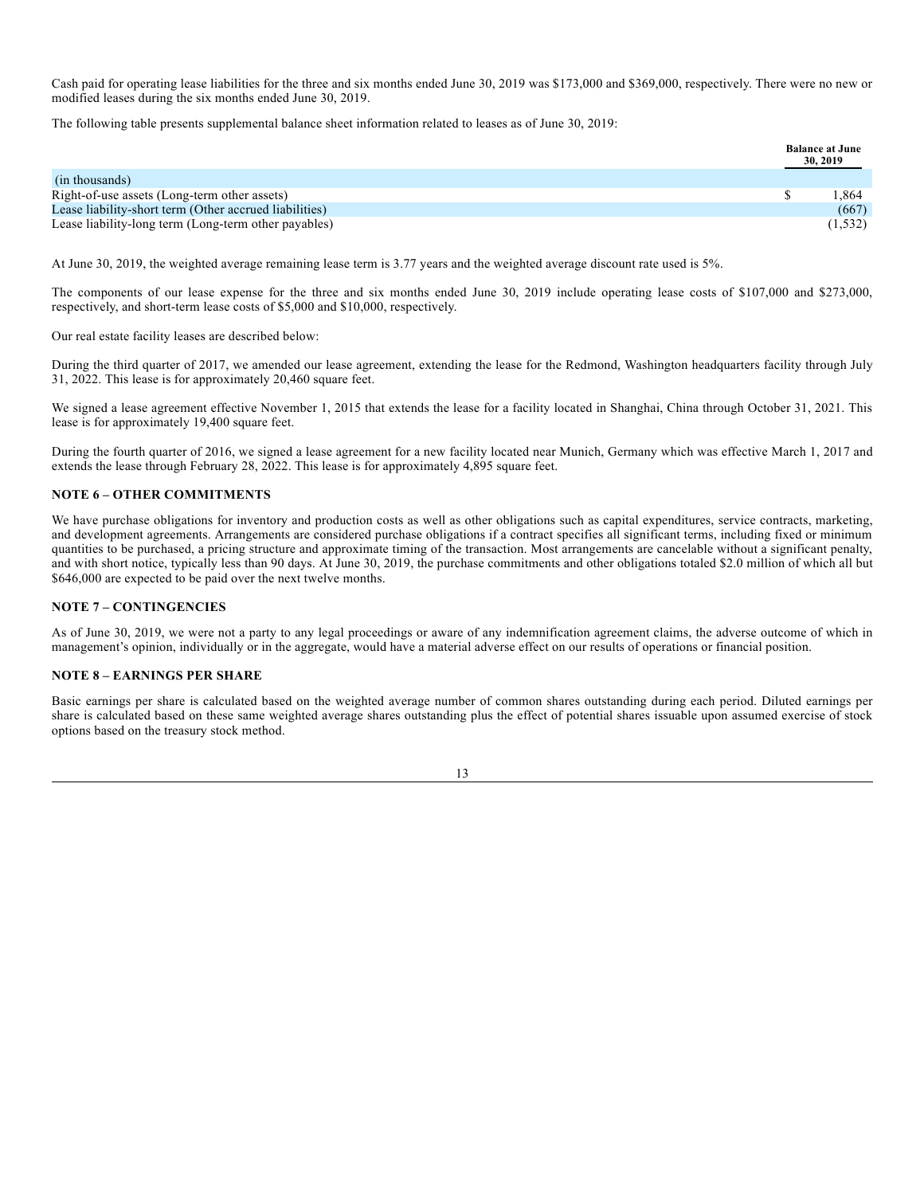Cash paid for operating lease liabilities for the three and six months ended June 30, 2019 was $173,000 and $369,000, respectively. There were no new or modified leases during the six months ended June 30, 2019.

The following table presents supplemental balance sheet information related to leases as of June 30, 2019:

| (in thousands) | Balance at June 30, 2019 |
|---|---|
| Right-of-use assets (Long-term other assets) | $ 1,864 |
| Lease liability-short term (Other accrued liabilities) | (667) |
| Lease liability-long term (Long-term other payables) | (1,532) |

At June 30, 2019, the weighted average remaining lease term is 3.77 years and the weighted average discount rate used is 5%.

The components of our lease expense for the three and six months ended June 30, 2019 include operating lease costs of $107,000 and $273,000, respectively, and short-term lease costs of $5,000 and $10,000, respectively.

Our real estate facility leases are described below:

During the third quarter of 2017, we amended our lease agreement, extending the lease for the Redmond, Washington headquarters facility through July 31, 2022. This lease is for approximately 20,460 square feet.

We signed a lease agreement effective November 1, 2015 that extends the lease for a facility located in Shanghai, China through October 31, 2021. This lease is for approximately 19,400 square feet.

During the fourth quarter of 2016, we signed a lease agreement for a new facility located near Munich, Germany which was effective March 1, 2017 and extends the lease through February 28, 2022. This lease is for approximately 4,895 square feet.

## NOTE 6 – OTHER COMMITMENTS

We have purchase obligations for inventory and production costs as well as other obligations such as capital expenditures, service contracts, marketing, and development agreements. Arrangements are considered purchase obligations if a contract specifies all significant terms, including fixed or minimum quantities to be purchased, a pricing structure and approximate timing of the transaction. Most arrangements are cancelable without a significant penalty, and with short notice, typically less than 90 days. At June 30, 2019, the purchase commitments and other obligations totaled $2.0 million of which all but $646,000 are expected to be paid over the next twelve months.

## NOTE 7 – CONTINGENCIES

As of June 30, 2019, we were not a party to any legal proceedings or aware of any indemnification agreement claims, the adverse outcome of which in management's opinion, individually or in the aggregate, would have a material adverse effect on our results of operations or financial position.

## NOTE 8 – EARNINGS PER SHARE

Basic earnings per share is calculated based on the weighted average number of common shares outstanding during each period. Diluted earnings per share is calculated based on these same weighted average shares outstanding plus the effect of potential shares issuable upon assumed exercise of stock options based on the treasury stock method.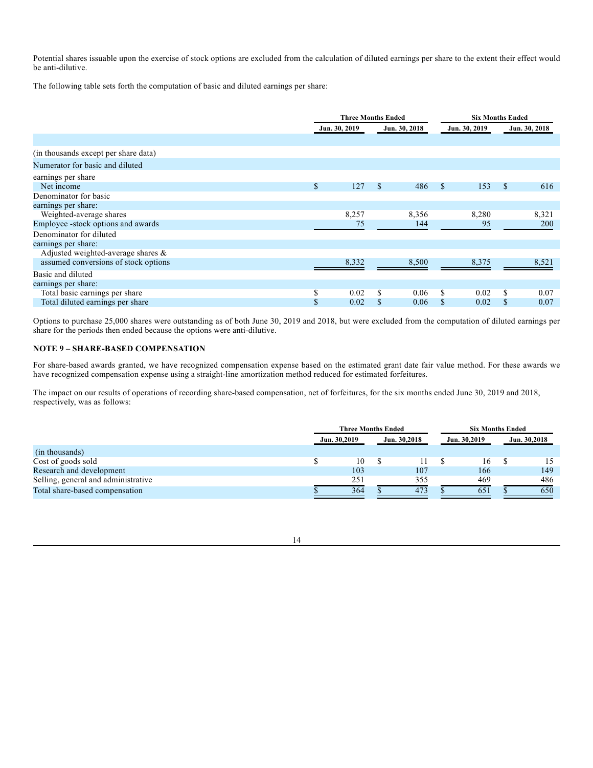Potential shares issuable upon the exercise of stock options are excluded from the calculation of diluted earnings per share to the extent their effect would be anti-dilutive.

The following table sets forth the computation of basic and diluted earnings per share:

| | Three Months Ended | | Six Months Ended | |
|---|---|---|---|---|
| | Jun. 30, 2019 | Jun. 30, 2018 | Jun. 30, 2019 | Jun. 30, 2018 |
| (in thousands except per share data) | | | | |
| Numerator for basic and diluted earnings per share | | | | |
| Net income | $ 127 | $ 486 | $ 153 | $ 616 |
| Denominator for basic earnings per share: | | | | |
| Weighted-average shares | 8,257 | 8,356 | 8,280 | 8,321 |
| Employee -stock options and awards | 75 | 144 | 95 | 200 |
| Denominator for diluted earnings per share: | | | | |
| Adjusted weighted-average shares & assumed conversions of stock options | 8,332 | 8,500 | 8,375 | 8,521 |
| Basic and diluted earnings per share: | | | | |
| Total basic earnings per share | $ 0.02 | $ 0.06 | $ 0.02 | $ 0.07 |
| Total diluted earnings per share | $ 0.02 | $ 0.06 | $ 0.02 | $ 0.07 |

Options to purchase 25,000 shares were outstanding as of both June 30, 2019 and 2018, but were excluded from the computation of diluted earnings per share for the periods then ended because the options were anti-dilutive.

## NOTE 9 – SHARE-BASED COMPENSATION

For share-based awards granted, we have recognized compensation expense based on the estimated grant date fair value method. For these awards we have recognized compensation expense using a straight-line amortization method reduced for estimated forfeitures.

The impact on our results of operations of recording share-based compensation, net of forfeitures, for the six months ended June 30, 2019 and 2018, respectively, was as follows:

| | Three Months Ended | | Six Months Ended | |
|---|---|---|---|---|
| | Jun. 30,2019 | Jun. 30,2018 | Jun. 30,2019 | Jun. 30,2018 |
| (in thousands) | | | | |
| Cost of goods sold | $ 10 | $ 11 | $ 16 | $ 15 |
| Research and development | 103 | 107 | 166 | 149 |
| Selling, general and administrative | 251 | 355 | 469 | 486 |
| Total share-based compensation | $ 364 | $ 473 | $ 651 | $ 650 |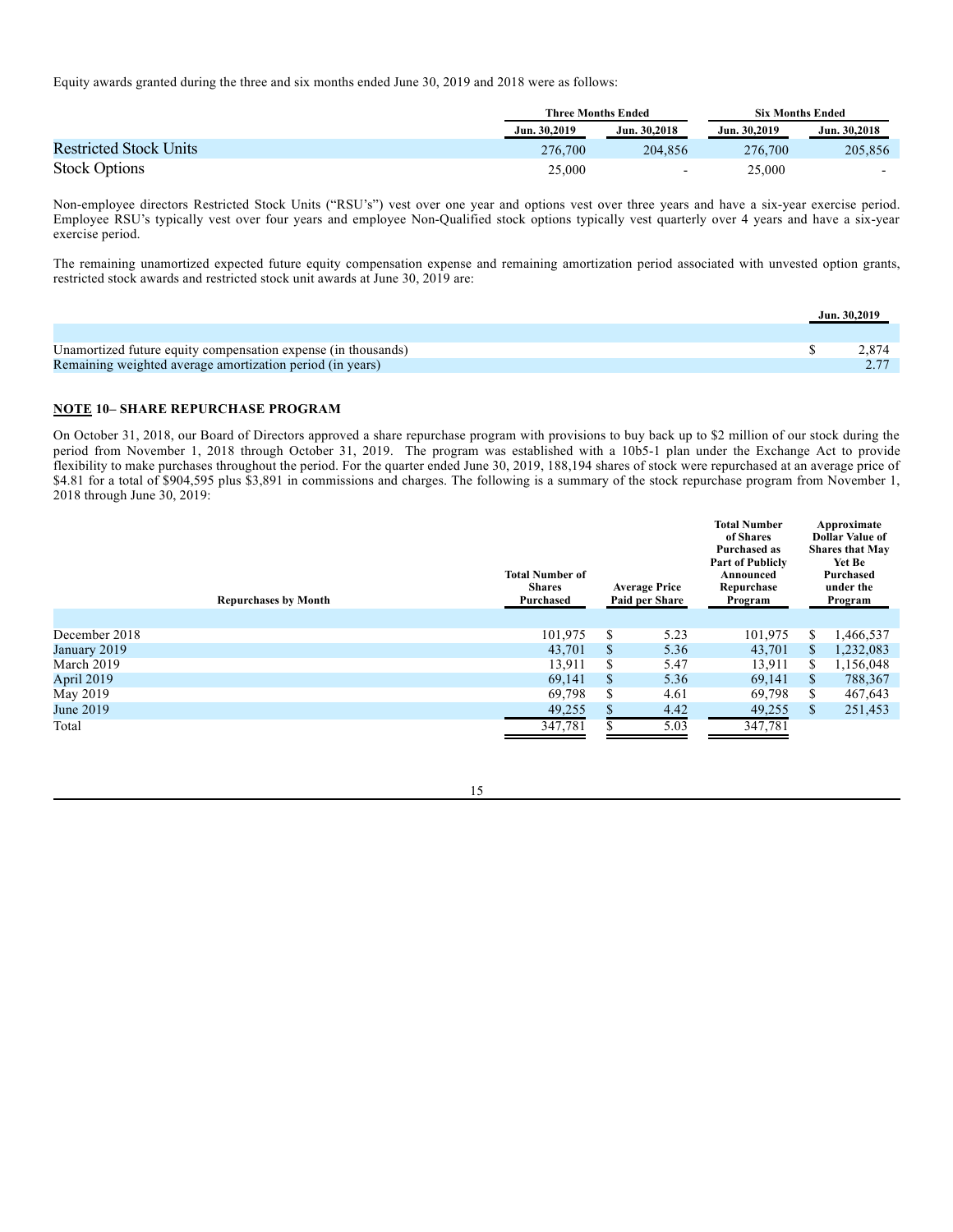Equity awards granted during the three and six months ended June 30, 2019 and 2018 were as follows:

| | Three Months Ended | | Six Months Ended | |
|---|---|---|---|---|
| | Jun. 30,2019 | Jun. 30,2018 | Jun. 30,2019 | Jun. 30,2018 |
| Restricted Stock Units | 276,700 | 204,856 | 276,700 | 205,856 |
| Stock Options | 25,000 | - | 25,000 | - |

Non-employee directors Restricted Stock Units (“RSU’s”) vest over one year and options vest over three years and have a six-year exercise period. Employee RSU’s typically vest over four years and employee Non-Qualified stock options typically vest quarterly over 4 years and have a six-year exercise period.

The remaining unamortized expected future equity compensation expense and remaining amortization period associated with unvested option grants, restricted stock awards and restricted stock unit awards at June 30, 2019 are:

| | Jun. 30,2019 |
|---|---|
| Unamortized future equity compensation expense (in thousands) | $ 2,874 |
| Remaining weighted average amortization period (in years) | 2.77 |

## NOTE 10– SHARE REPURCHASE PROGRAM

On October 31, 2018, our Board of Directors approved a share repurchase program with provisions to buy back up to $2 million of our stock during the period from November 1, 2018 through October 31, 2019. The program was established with a 10b5-1 plan under the Exchange Act to provide flexibility to make purchases throughout the period. For the quarter ended June 30, 2019, 188,194 shares of stock were repurchased at an average price of $4.81 for a total of $904,595 plus $3,891 in commissions and charges. The following is a summary of the stock repurchase program from November 1, 2018 through June 30, 2019:

| Repurchases by Month | Total Number of Shares Purchased | Average Price Paid per Share | Total Number of Shares Purchased as Part of Publicly Announced Repurchase Program | Approximate Dollar Value of Shares that May Yet Be Purchased under the Program |
|---|---|---|---|---|
| December 2018 | 101,975 | $ 5.23 | 101,975 | $ 1,466,537 |
| January 2019 | 43,701 | $ 5.36 | 43,701 | $ 1,232,083 |
| March 2019 | 13,911 | $ 5.47 | 13,911 | $ 1,156,048 |
| April 2019 | 69,141 | $ 5.36 | 69,141 | $ 788,367 |
| May 2019 | 69,798 | $ 4.61 | 69,798 | $ 467,643 |
| June 2019 | 49,255 | $ 4.42 | 49,255 | $ 251,453 |
| Total | 347,781 | $ 5.03 | 347,781 | |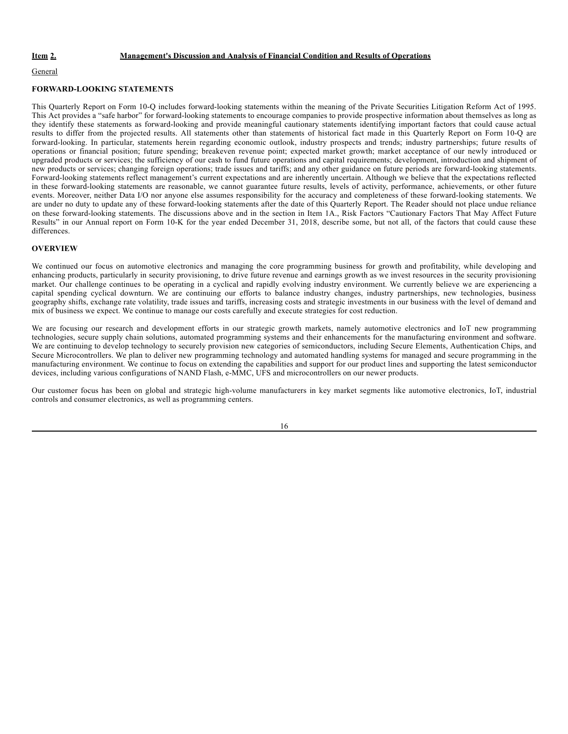## Item 2. Management's Discussion and Analysis of Financial Condition and Results of Operations

General

### FORWARD-LOOKING STATEMENTS

This Quarterly Report on Form 10-Q includes forward-looking statements within the meaning of the Private Securities Litigation Reform Act of 1995. This Act provides a "safe harbor" for forward-looking statements to encourage companies to provide prospective information about themselves as long as they identify these statements as forward-looking and provide meaningful cautionary statements identifying important factors that could cause actual results to differ from the projected results. All statements other than statements of historical fact made in this Quarterly Report on Form 10-Q are forward-looking. In particular, statements herein regarding economic outlook, industry prospects and trends; industry partnerships; future results of operations or financial position; future spending; breakeven revenue point; expected market growth; market acceptance of our newly introduced or upgraded products or services; the sufficiency of our cash to fund future operations and capital requirements; development, introduction and shipment of new products or services; changing foreign operations; trade issues and tariffs; and any other guidance on future periods are forward-looking statements. Forward-looking statements reflect management's current expectations and are inherently uncertain. Although we believe that the expectations reflected in these forward-looking statements are reasonable, we cannot guarantee future results, levels of activity, performance, achievements, or other future events. Moreover, neither Data I/O nor anyone else assumes responsibility for the accuracy and completeness of these forward-looking statements. We are under no duty to update any of these forward-looking statements after the date of this Quarterly Report. The Reader should not place undue reliance on these forward-looking statements. The discussions above and in the section in Item 1A., Risk Factors "Cautionary Factors That May Affect Future Results" in our Annual report on Form 10-K for the year ended December 31, 2018, describe some, but not all, of the factors that could cause these differences.

### OVERVIEW

We continued our focus on automotive electronics and managing the core programming business for growth and profitability, while developing and enhancing products, particularly in security provisioning, to drive future revenue and earnings growth as we invest resources in the security provisioning market. Our challenge continues to be operating in a cyclical and rapidly evolving industry environment. We currently believe we are experiencing a capital spending cyclical downturn. We are continuing our efforts to balance industry changes, industry partnerships, new technologies, business geography shifts, exchange rate volatility, trade issues and tariffs, increasing costs and strategic investments in our business with the level of demand and mix of business we expect. We continue to manage our costs carefully and execute strategies for cost reduction.

We are focusing our research and development efforts in our strategic growth markets, namely automotive electronics and IoT new programming technologies, secure supply chain solutions, automated programming systems and their enhancements for the manufacturing environment and software. We are continuing to develop technology to securely provision new categories of semiconductors, including Secure Elements, Authentication Chips, and Secure Microcontrollers. We plan to deliver new programming technology and automated handling systems for managed and secure programming in the manufacturing environment. We continue to focus on extending the capabilities and support for our product lines and supporting the latest semiconductor devices, including various configurations of NAND Flash, e-MMC, UFS and microcontrollers on our newer products.

Our customer focus has been on global and strategic high-volume manufacturers in key market segments like automotive electronics, IoT, industrial controls and consumer electronics, as well as programming centers.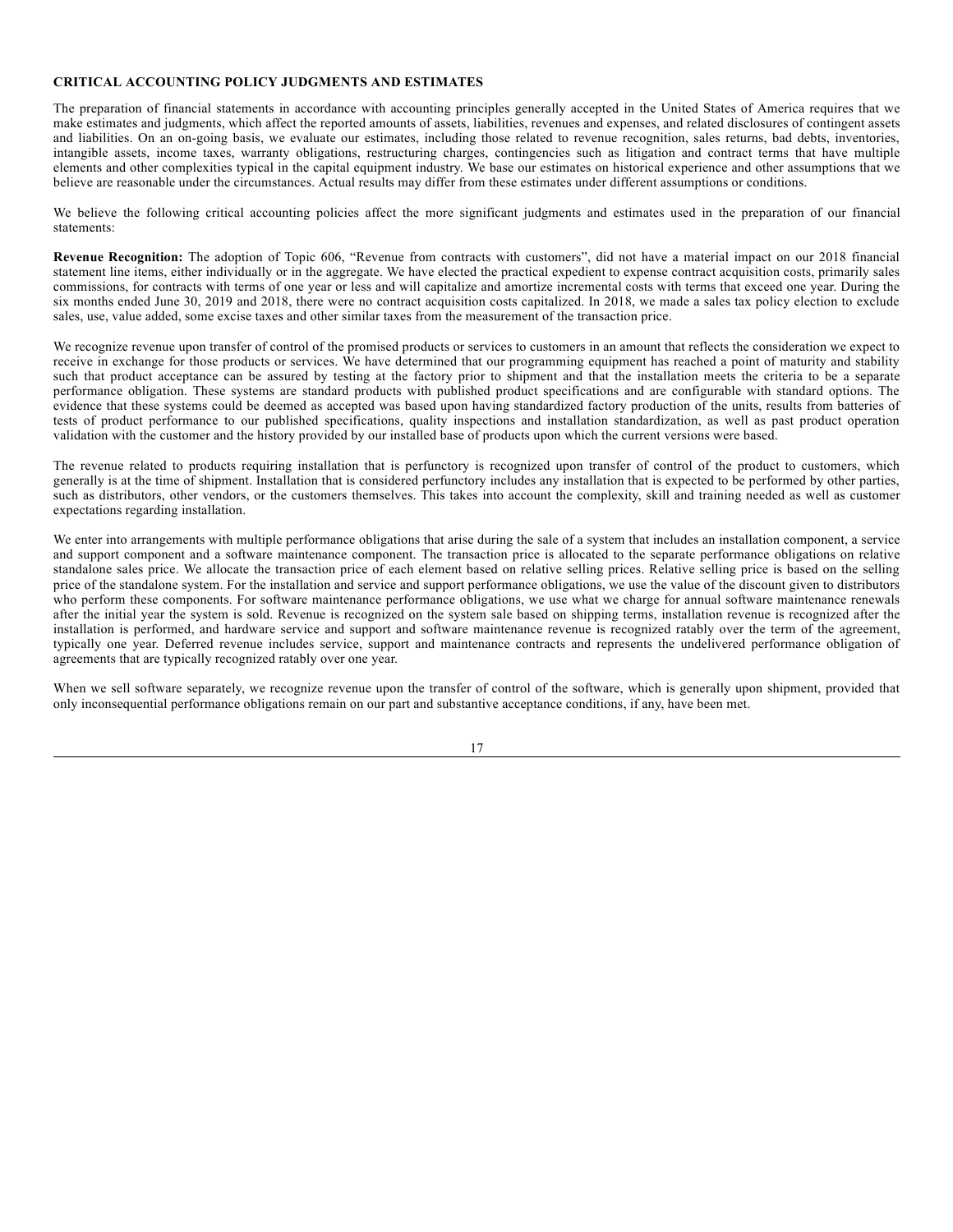## CRITICAL ACCOUNTING POLICY JUDGMENTS AND ESTIMATES

The preparation of financial statements in accordance with accounting principles generally accepted in the United States of America requires that we make estimates and judgments, which affect the reported amounts of assets, liabilities, revenues and expenses, and related disclosures of contingent assets and liabilities. On an on-going basis, we evaluate our estimates, including those related to revenue recognition, sales returns, bad debts, inventories, intangible assets, income taxes, warranty obligations, restructuring charges, contingencies such as litigation and contract terms that have multiple elements and other complexities typical in the capital equipment industry. We base our estimates on historical experience and other assumptions that we believe are reasonable under the circumstances. Actual results may differ from these estimates under different assumptions or conditions.

We believe the following critical accounting policies affect the more significant judgments and estimates used in the preparation of our financial statements:

**Revenue Recognition:** The adoption of Topic 606, "Revenue from contracts with customers", did not have a material impact on our 2018 financial statement line items, either individually or in the aggregate. We have elected the practical expedient to expense contract acquisition costs, primarily sales commissions, for contracts with terms of one year or less and will capitalize and amortize incremental costs with terms that exceed one year. During the six months ended June 30, 2019 and 2018, there were no contract acquisition costs capitalized. In 2018, we made a sales tax policy election to exclude sales, use, value added, some excise taxes and other similar taxes from the measurement of the transaction price.

We recognize revenue upon transfer of control of the promised products or services to customers in an amount that reflects the consideration we expect to receive in exchange for those products or services. We have determined that our programming equipment has reached a point of maturity and stability such that product acceptance can be assured by testing at the factory prior to shipment and that the installation meets the criteria to be a separate performance obligation. These systems are standard products with published product specifications and are configurable with standard options. The evidence that these systems could be deemed as accepted was based upon having standardized factory production of the units, results from batteries of tests of product performance to our published specifications, quality inspections and installation standardization, as well as past product operation validation with the customer and the history provided by our installed base of products upon which the current versions were based.

The revenue related to products requiring installation that is perfunctory is recognized upon transfer of control of the product to customers, which generally is at the time of shipment. Installation that is considered perfunctory includes any installation that is expected to be performed by other parties, such as distributors, other vendors, or the customers themselves. This takes into account the complexity, skill and training needed as well as customer expectations regarding installation.

We enter into arrangements with multiple performance obligations that arise during the sale of a system that includes an installation component, a service and support component and a software maintenance component. The transaction price is allocated to the separate performance obligations on relative standalone sales price. We allocate the transaction price of each element based on relative selling prices. Relative selling price is based on the selling price of the standalone system. For the installation and service and support performance obligations, we use the value of the discount given to distributors who perform these components. For software maintenance performance obligations, we use what we charge for annual software maintenance renewals after the initial year the system is sold. Revenue is recognized on the system sale based on shipping terms, installation revenue is recognized after the installation is performed, and hardware service and support and software maintenance revenue is recognized ratably over the term of the agreement, typically one year. Deferred revenue includes service, support and maintenance contracts and represents the undelivered performance obligation of agreements that are typically recognized ratably over one year.

When we sell software separately, we recognize revenue upon the transfer of control of the software, which is generally upon shipment, provided that only inconsequential performance obligations remain on our part and substantive acceptance conditions, if any, have been met.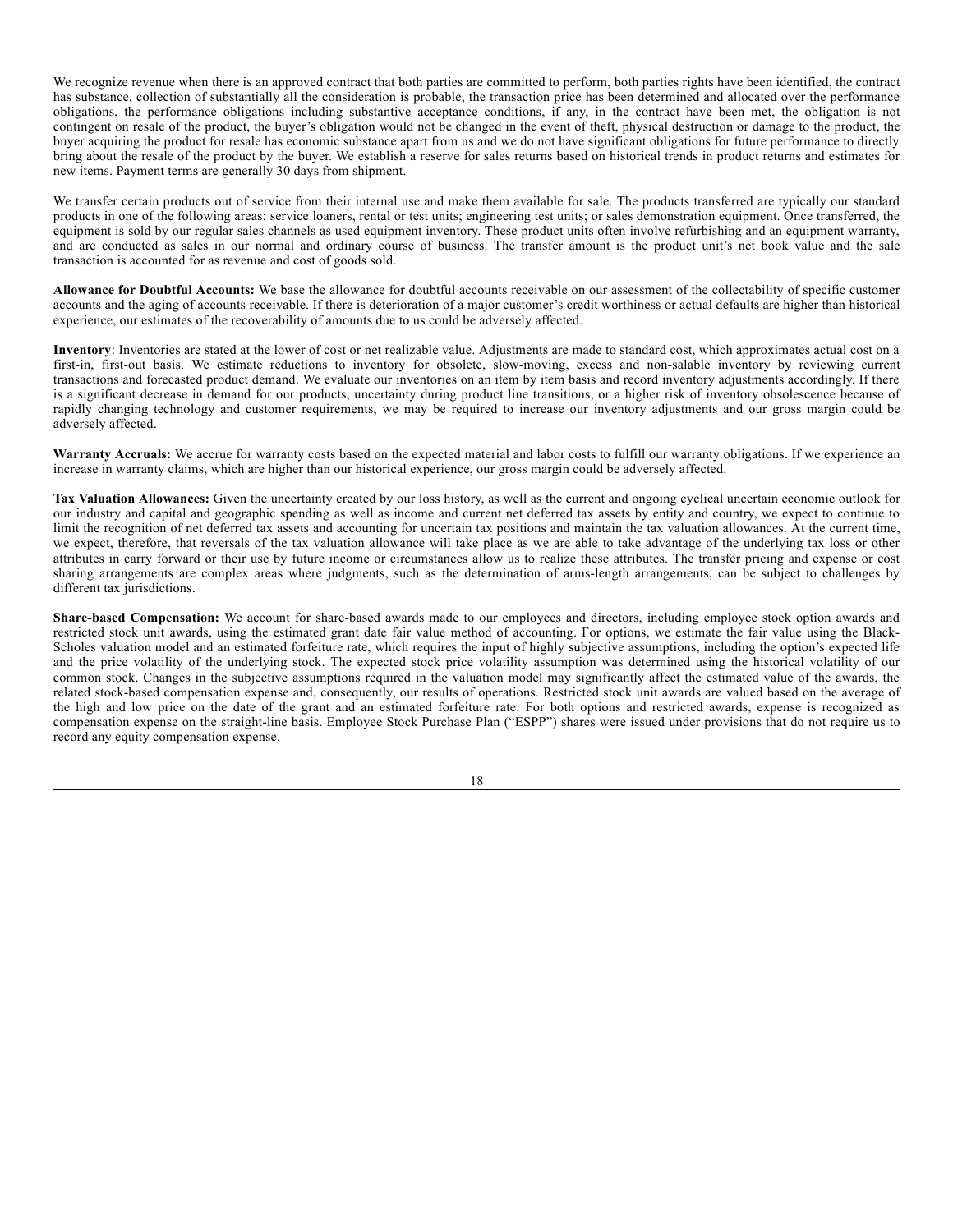We recognize revenue when there is an approved contract that both parties are committed to perform, both parties rights have been identified, the contract has substance, collection of substantially all the consideration is probable, the transaction price has been determined and allocated over the performance obligations, the performance obligations including substantive acceptance conditions, if any, in the contract have been met, the obligation is not contingent on resale of the product, the buyer's obligation would not be changed in the event of theft, physical destruction or damage to the product, the buyer acquiring the product for resale has economic substance apart from us and we do not have significant obligations for future performance to directly bring about the resale of the product by the buyer. We establish a reserve for sales returns based on historical trends in product returns and estimates for new items. Payment terms are generally 30 days from shipment.

We transfer certain products out of service from their internal use and make them available for sale. The products transferred are typically our standard products in one of the following areas: service loaners, rental or test units; engineering test units; or sales demonstration equipment. Once transferred, the equipment is sold by our regular sales channels as used equipment inventory. These product units often involve refurbishing and an equipment warranty, and are conducted as sales in our normal and ordinary course of business. The transfer amount is the product unit's net book value and the sale transaction is accounted for as revenue and cost of goods sold.

**Allowance for Doubtful Accounts:** We base the allowance for doubtful accounts receivable on our assessment of the collectability of specific customer accounts and the aging of accounts receivable. If there is deterioration of a major customer's credit worthiness or actual defaults are higher than historical experience, our estimates of the recoverability of amounts due to us could be adversely affected.

**Inventory**: Inventories are stated at the lower of cost or net realizable value. Adjustments are made to standard cost, which approximates actual cost on a first-in, first-out basis. We estimate reductions to inventory for obsolete, slow-moving, excess and non-salable inventory by reviewing current transactions and forecasted product demand. We evaluate our inventories on an item by item basis and record inventory adjustments accordingly. If there is a significant decrease in demand for our products, uncertainty during product line transitions, or a higher risk of inventory obsolescence because of rapidly changing technology and customer requirements, we may be required to increase our inventory adjustments and our gross margin could be adversely affected.

**Warranty Accruals:** We accrue for warranty costs based on the expected material and labor costs to fulfill our warranty obligations. If we experience an increase in warranty claims, which are higher than our historical experience, our gross margin could be adversely affected.

**Tax Valuation Allowances:** Given the uncertainty created by our loss history, as well as the current and ongoing cyclical uncertain economic outlook for our industry and capital and geographic spending as well as income and current net deferred tax assets by entity and country, we expect to continue to limit the recognition of net deferred tax assets and accounting for uncertain tax positions and maintain the tax valuation allowances. At the current time, we expect, therefore, that reversals of the tax valuation allowance will take place as we are able to take advantage of the underlying tax loss or other attributes in carry forward or their use by future income or circumstances allow us to realize these attributes. The transfer pricing and expense or cost sharing arrangements are complex areas where judgments, such as the determination of arms-length arrangements, can be subject to challenges by different tax jurisdictions.

**Share-based Compensation:** We account for share-based awards made to our employees and directors, including employee stock option awards and restricted stock unit awards, using the estimated grant date fair value method of accounting. For options, we estimate the fair value using the Black-Scholes valuation model and an estimated forfeiture rate, which requires the input of highly subjective assumptions, including the option's expected life and the price volatility of the underlying stock. The expected stock price volatility assumption was determined using the historical volatility of our common stock. Changes in the subjective assumptions required in the valuation model may significantly affect the estimated value of the awards, the related stock-based compensation expense and, consequently, our results of operations. Restricted stock unit awards are valued based on the average of the high and low price on the date of the grant and an estimated forfeiture rate. For both options and restricted awards, expense is recognized as compensation expense on the straight-line basis. Employee Stock Purchase Plan ("ESPP") shares were issued under provisions that do not require us to record any equity compensation expense.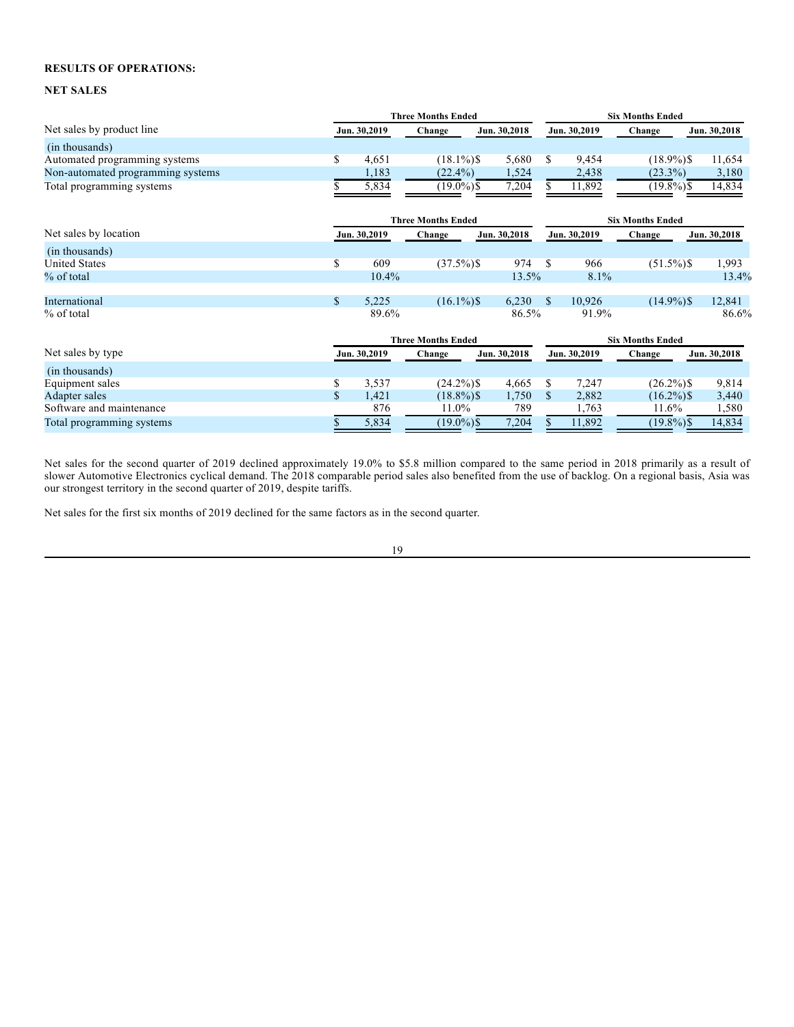**RESULTS OF OPERATIONS:**

**NET SALES**

| Net sales by product line | Three Months Ended | | | Six Months Ended | | |
|---|---|---|---|---|---|---|
| | Jun. 30,2019 | Change | Jun. 30,2018 | Jun. 30,2019 | Change | Jun. 30,2018 |
| (in thousands) | | | | | | |
| Automated programming systems | $ 4,651 | (18.1%) | $ 5,680 | $ 9,454 | (18.9%) | $ 11,654 |
| Non-automated programming systems | 1,183 | (22.4%) | 1,524 | 2,438 | (23.3%) | 3,180 |
| Total programming systems | $ 5,834 | (19.0%) | $ 7,204 | $ 11,892 | (19.8%) | $ 14,834 |

| Net sales by location | Three Months Ended | | | Six Months Ended | | |
|---|---|---|---|---|---|---|
| | Jun. 30,2019 | Change | Jun. 30,2018 | Jun. 30,2019 | Change | Jun. 30,2018 |
| (in thousands) | | | | | | |
| United States | $ 609 | (37.5%) | $ 974 | $ 966 | (51.5%) | $ 1,993 |
| % of total | 10.4% | | 13.5% | 8.1% | | 13.4% |
| International | $ 5,225 | (16.1%) | $ 6,230 | $ 10,926 | (14.9%) | $ 12,841 |
| % of total | 89.6% | | 86.5% | 91.9% | | 86.6% |

| Net sales by type | Three Months Ended | | | Six Months Ended | | |
|---|---|---|---|---|---|---|
| | Jun. 30,2019 | Change | Jun. 30,2018 | Jun. 30,2019 | Change | Jun. 30,2018 |
| (in thousands) | | | | | | |
| Equipment sales | $ 3,537 | (24.2%) | $ 4,665 | $ 7,247 | (26.2%) | $ 9,814 |
| Adapter sales | $ 1,421 | (18.8%) | $ 1,750 | $ 2,882 | (16.2%) | $ 3,440 |
| Software and maintenance | 876 | 11.0% | 789 | 1,763 | 11.6% | 1,580 |
| Total programming systems | $ 5,834 | (19.0%) | $ 7,204 | $ 11,892 | (19.8%) | $ 14,834 |

Net sales for the second quarter of 2019 declined approximately 19.0% to $5.8 million compared to the same period in 2018 primarily as a result of slower Automotive Electronics cyclical demand. The 2018 comparable period sales also benefited from the use of backlog. On a regional basis, Asia was our strongest territory in the second quarter of 2019, despite tariffs.

Net sales for the first six months of 2019 declined for the same factors as in the second quarter.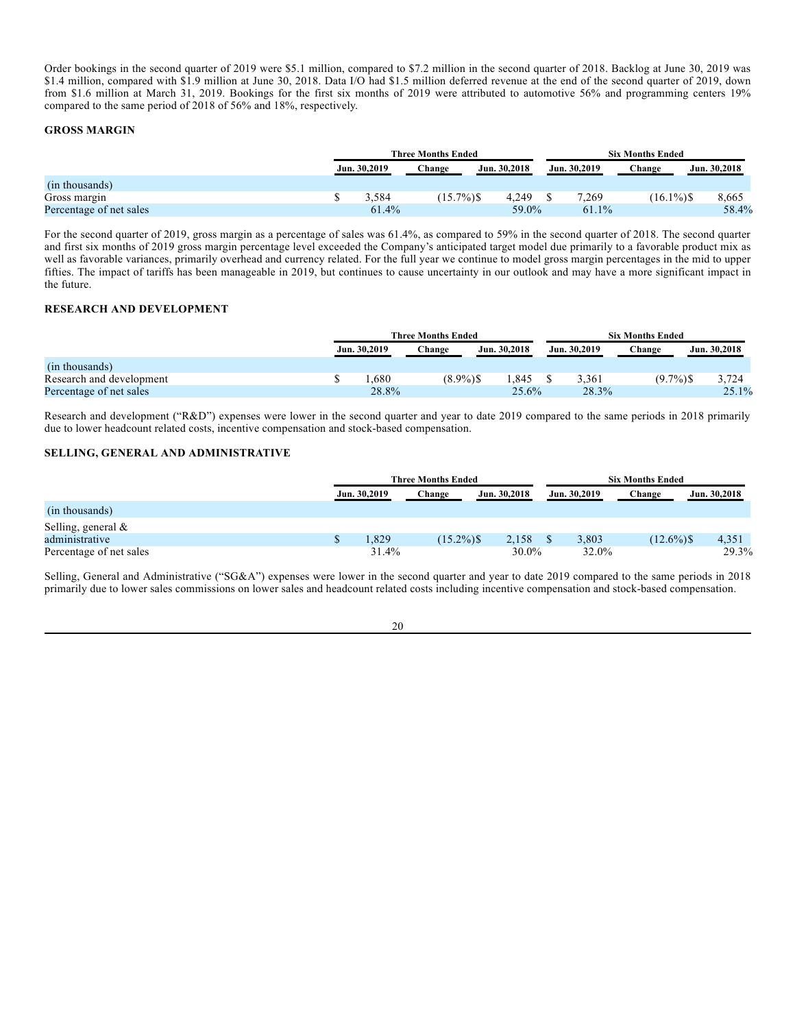Order bookings in the second quarter of 2019 were \$5.1 million, compared to \$7.2 million in the second quarter of 2018. Backlog at June 30, 2019 was \$1.4 million, compared with \$1.9 million at June 30, 2018. Data I/O had \$1.5 million deferred revenue at the end of the second quarter of 2019, down from \$1.6 million at March 31, 2019. Bookings for the first six months of 2019 were attributed to automotive 56% and programming centers 19% compared to the same period of 2018 of 56% and 18%, respectively.

## GROSS MARGIN

| | Three Months Ended | | | Six Months Ended | | |
|---|---|---|---|---|---|---|
| | Jun. 30,2019 | Change | Jun. 30,2018 | Jun. 30,2019 | Change | Jun. 30,2018 |
| (in thousands) | | | | | | |
| Gross margin | $ 3,584 | (15.7%) | $ 4,249 | $ 7,269 | (16.1%) | $ 8,665 |
| Percentage of net sales | 61.4% | | 59.0% | 61.1% | | 58.4% |

For the second quarter of 2019, gross margin as a percentage of sales was 61.4%, as compared to 59% in the second quarter of 2018. The second quarter and first six months of 2019 gross margin percentage level exceeded the Company's anticipated target model due primarily to a favorable product mix as well as favorable variances, primarily overhead and currency related. For the full year we continue to model gross margin percentages in the mid to upper fifties. The impact of tariffs has been manageable in 2019, but continues to cause uncertainty in our outlook and may have a more significant impact in the future.

## RESEARCH AND DEVELOPMENT

| | Three Months Ended | | | Six Months Ended | | |
|---|---|---|---|---|---|---|
| | Jun. 30,2019 | Change | Jun. 30,2018 | Jun. 30,2019 | Change | Jun. 30,2018 |
| (in thousands) | | | | | | |
| Research and development | $ 1,680 | (8.9%) | $ 1,845 | $ 3,361 | (9.7%) | $ 3,724 |
| Percentage of net sales | 28.8% | | 25.6% | 28.3% | | 25.1% |

Research and development ("R&D") expenses were lower in the second quarter and year to date 2019 compared to the same periods in 2018 primarily due to lower headcount related costs, incentive compensation and stock-based compensation.

## SELLING, GENERAL AND ADMINISTRATIVE

| | Three Months Ended | | | Six Months Ended | | |
|---|---|---|---|---|---|---|
| | Jun. 30,2019 | Change | Jun. 30,2018 | Jun. 30,2019 | Change | Jun. 30,2018 |
| (in thousands) | | | | | | |
| Selling, general & administrative | $ 1,829 | (15.2%) | $ 2,158 | $ 3,803 | (12.6%) | $ 4,351 |
| Percentage of net sales | 31.4% | | 30.0% | 32.0% | | 29.3% |

Selling, General and Administrative ("SG&A") expenses were lower in the second quarter and year to date 2019 compared to the same periods in 2018 primarily due to lower sales commissions on lower sales and headcount related costs including incentive compensation and stock-based compensation.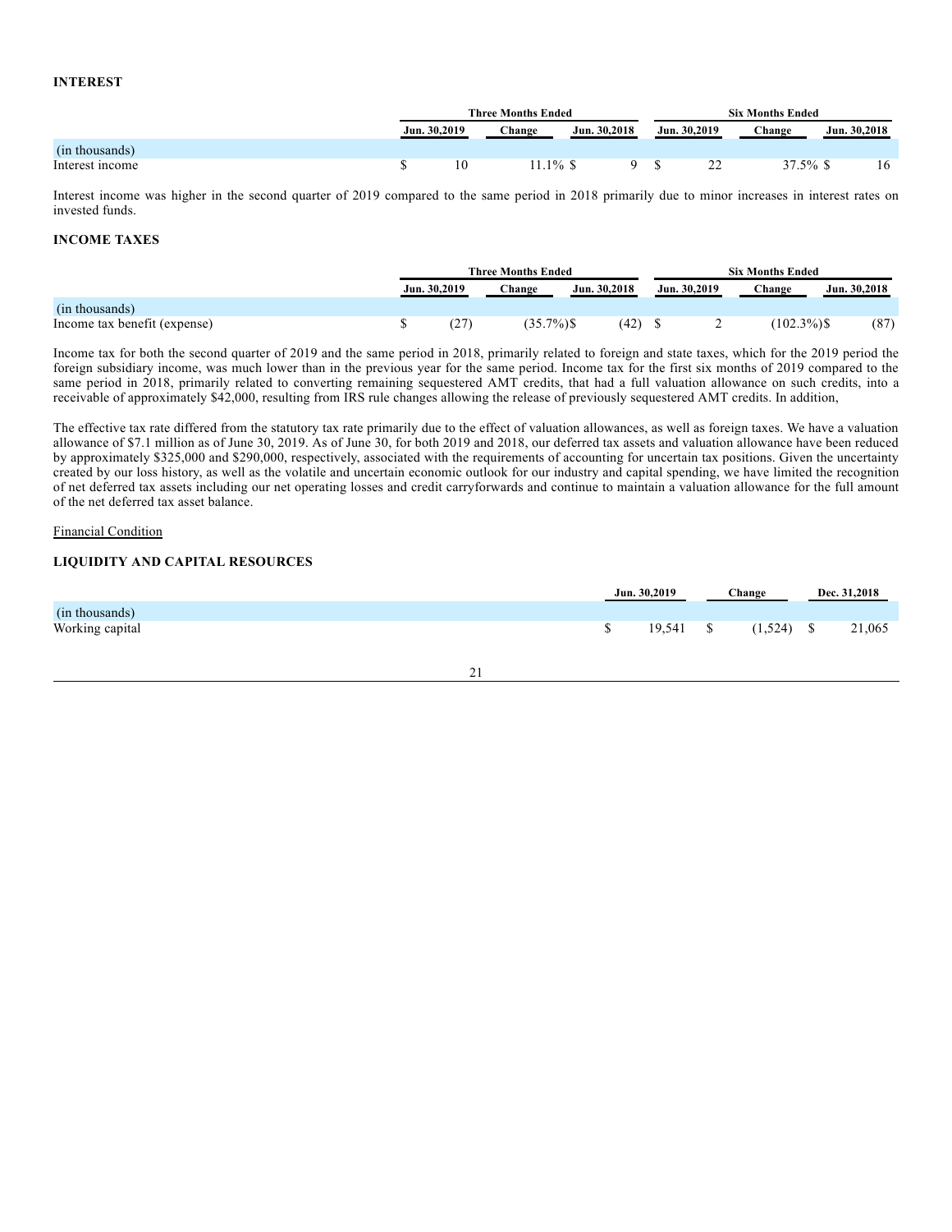### INTEREST

| | Three Months Ended | | | Six Months Ended | | |
|---|---|---|---|---|---|---|
| | Jun. 30,2019 | Change | Jun. 30,2018 | Jun. 30,2019 | Change | Jun. 30,2018 |
| (in thousands) | | | | | | |
| Interest income | $ 10 | 11.1% | $ 9 | $ 22 | 37.5% | $ 16 |

Interest income was higher in the second quarter of 2019 compared to the same period in 2018 primarily due to minor increases in interest rates on invested funds.

### INCOME TAXES

| | Three Months Ended | | | Six Months Ended | | |
|---|---|---|---|---|---|---|
| | Jun. 30,2019 | Change | Jun. 30,2018 | Jun. 30,2019 | Change | Jun. 30,2018 |
| (in thousands) | | | | | | |
| Income tax benefit (expense) | $ (27) | (35.7%) | $ (42) | $ 2 | (102.3%) | $ (87) |

Income tax for both the second quarter of 2019 and the same period in 2018, primarily related to foreign and state taxes, which for the 2019 period the foreign subsidiary income, was much lower than in the previous year for the same period. Income tax for the first six months of 2019 compared to the same period in 2018, primarily related to converting remaining sequestered AMT credits, that had a full valuation allowance on such credits, into a receivable of approximately $42,000, resulting from IRS rule changes allowing the release of previously sequestered AMT credits. In addition,

The effective tax rate differed from the statutory tax rate primarily due to the effect of valuation allowances, as well as foreign taxes. We have a valuation allowance of $7.1 million as of June 30, 2019. As of June 30, for both 2019 and 2018, our deferred tax assets and valuation allowance have been reduced by approximately $325,000 and $290,000, respectively, associated with the requirements of accounting for uncertain tax positions. Given the uncertainty created by our loss history, as well as the volatile and uncertain economic outlook for our industry and capital spending, we have limited the recognition of net deferred tax assets including our net operating losses and credit carryforwards and continue to maintain a valuation allowance for the full amount of the net deferred tax asset balance.

Financial Condition

### LIQUIDITY AND CAPITAL RESOURCES

| | Jun. 30,2019 | Change | Dec. 31,2018 |
|---|---|---|---|
| (in thousands) | | | |
| Working capital | $ 19,541 | $ (1,524) | $ 21,065 |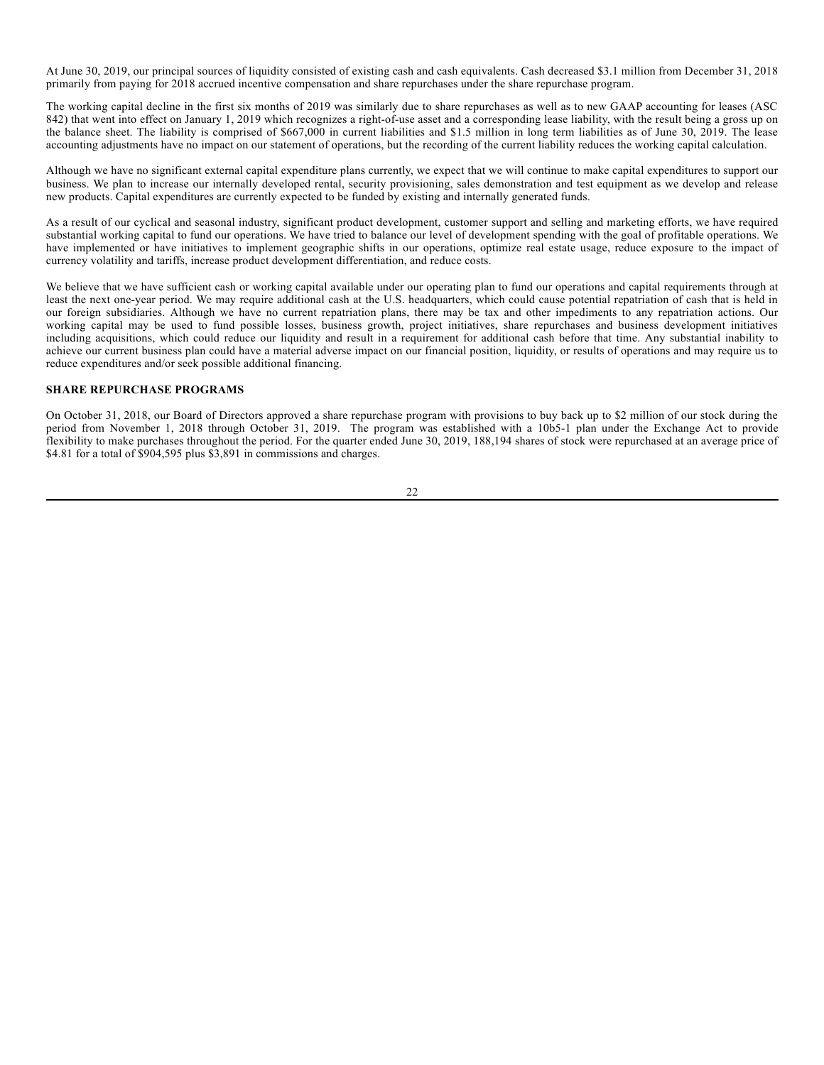At June 30, 2019, our principal sources of liquidity consisted of existing cash and cash equivalents. Cash decreased $3.1 million from December 31, 2018 primarily from paying for 2018 accrued incentive compensation and share repurchases under the share repurchase program.

The working capital decline in the first six months of 2019 was similarly due to share repurchases as well as to new GAAP accounting for leases (ASC 842) that went into effect on January 1, 2019 which recognizes a right-of-use asset and a corresponding lease liability, with the result being a gross up on the balance sheet. The liability is comprised of $667,000 in current liabilities and $1.5 million in long term liabilities as of June 30, 2019. The lease accounting adjustments have no impact on our statement of operations, but the recording of the current liability reduces the working capital calculation.

Although we have no significant external capital expenditure plans currently, we expect that we will continue to make capital expenditures to support our business. We plan to increase our internally developed rental, security provisioning, sales demonstration and test equipment as we develop and release new products. Capital expenditures are currently expected to be funded by existing and internally generated funds.

As a result of our cyclical and seasonal industry, significant product development, customer support and selling and marketing efforts, we have required substantial working capital to fund our operations. We have tried to balance our level of development spending with the goal of profitable operations. We have implemented or have initiatives to implement geographic shifts in our operations, optimize real estate usage, reduce exposure to the impact of currency volatility and tariffs, increase product development differentiation, and reduce costs.

We believe that we have sufficient cash or working capital available under our operating plan to fund our operations and capital requirements through at least the next one-year period. We may require additional cash at the U.S. headquarters, which could cause potential repatriation of cash that is held in our foreign subsidiaries. Although we have no current repatriation plans, there may be tax and other impediments to any repatriation actions. Our working capital may be used to fund possible losses, business growth, project initiatives, share repurchases and business development initiatives including acquisitions, which could reduce our liquidity and result in a requirement for additional cash before that time. Any substantial inability to achieve our current business plan could have a material adverse impact on our financial position, liquidity, or results of operations and may require us to reduce expenditures and/or seek possible additional financing.

**SHARE REPURCHASE PROGRAMS**

On October 31, 2018, our Board of Directors approved a share repurchase program with provisions to buy back up to $2 million of our stock during the period from November 1, 2018 through October 31, 2019. The program was established with a 10b5-1 plan under the Exchange Act to provide flexibility to make purchases throughout the period. For the quarter ended June 30, 2019, 188,194 shares of stock were repurchased at an average price of $4.81 for a total of $904,595 plus $3,891 in commissions and charges.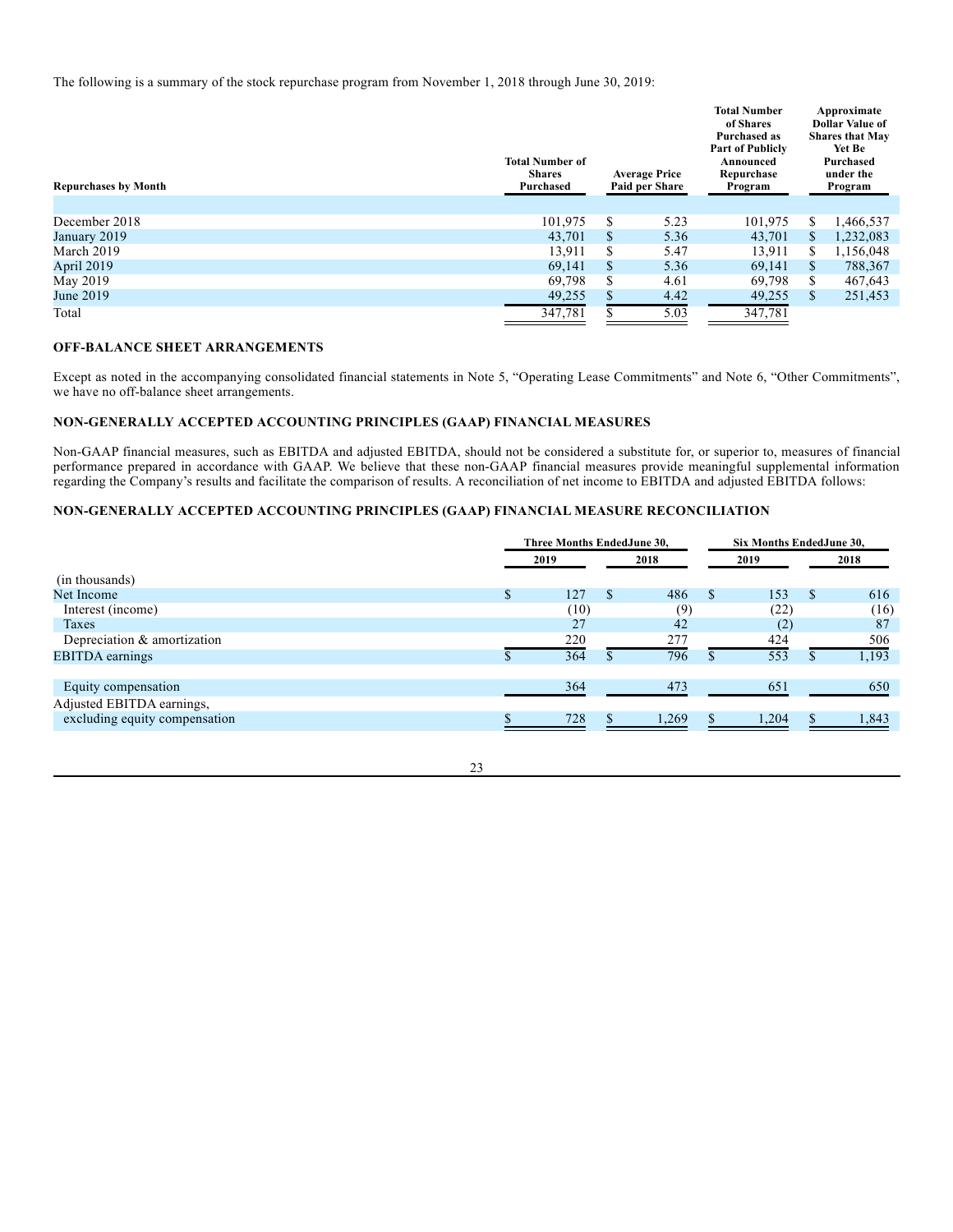The following is a summary of the stock repurchase program from November 1, 2018 through June 30, 2019:

| Repurchases by Month | Total Number of Shares Purchased | Average Price Paid per Share | Total Number of Shares Purchased as Part of Publicly Announced Repurchase Program | Approximate Dollar Value of Shares that May Yet Be Purchased under the Program |
|---|---|---|---|---|
| December 2018 | 101,975 | $ 5.23 | 101,975 | $ 1,466,537 |
| January 2019 | 43,701 | $ 5.36 | 43,701 | $ 1,232,083 |
| March 2019 | 13,911 | $ 5.47 | 13,911 | $ 1,156,048 |
| April 2019 | 69,141 | $ 5.36 | 69,141 | $ 788,367 |
| May 2019 | 69,798 | $ 4.61 | 69,798 | $ 467,643 |
| June 2019 | 49,255 | $ 4.42 | 49,255 | $ 251,453 |
| Total | 347,781 | $ 5.03 | 347,781 | |

**OFF-BALANCE SHEET ARRANGEMENTS**

Except as noted in the accompanying consolidated financial statements in Note 5, "Operating Lease Commitments" and Note 6, "Other Commitments", we have no off-balance sheet arrangements.

**NON-GENERALLY ACCEPTED ACCOUNTING PRINCIPLES (GAAP) FINANCIAL MEASURES**

Non-GAAP financial measures, such as EBITDA and adjusted EBITDA, should not be considered a substitute for, or superior to, measures of financial performance prepared in accordance with GAAP. We believe that these non-GAAP financial measures provide meaningful supplemental information regarding the Company's results and facilitate the comparison of results. A reconciliation of net income to EBITDA and adjusted EBITDA follows:

**NON-GENERALLY ACCEPTED ACCOUNTING PRINCIPLES (GAAP) FINANCIAL MEASURE RECONCILIATION**

| | Three Months Ended June 30, | | Six Months Ended June 30, | |
|---|---|---|---|---|
| | 2019 | 2018 | 2019 | 2018 |
| (in thousands) | | | | |
| Net Income | $ 127 | $ 486 | $ 153 | $ 616 |
| Interest (income) | (10) | (9) | (22) | (16) |
| Taxes | 27 | 42 | (2) | 87 |
| Depreciation & amortization | 220 | 277 | 424 | 506 |
| EBITDA earnings | $ 364 | $ 796 | $ 553 | $ 1,193 |
| | | | | |
| Equity compensation | 364 | 473 | 651 | 650 |
| Adjusted EBITDA earnings, excluding equity compensation | $ 728 | $ 1,269 | $ 1,204 | $ 1,843 |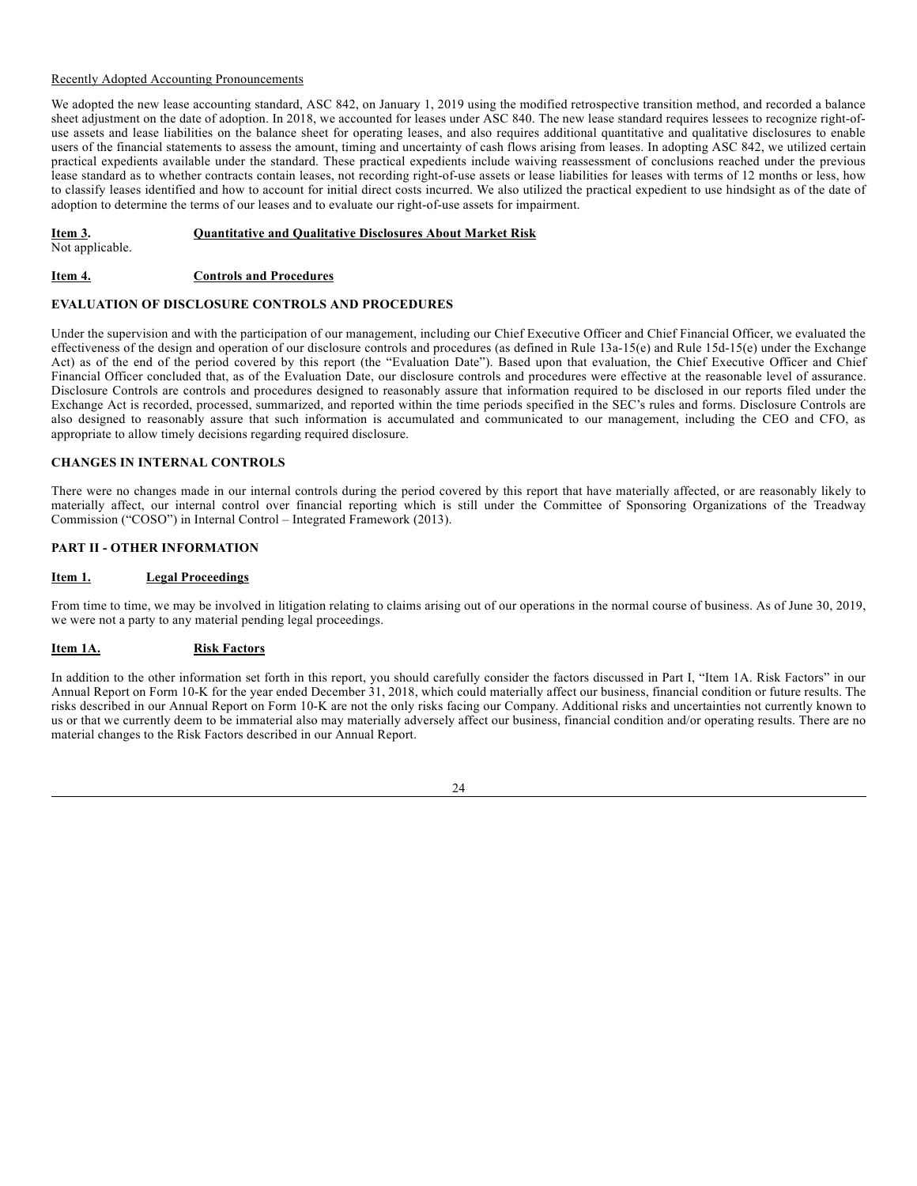Recently Adopted Accounting Pronouncements

We adopted the new lease accounting standard, ASC 842, on January 1, 2019 using the modified retrospective transition method, and recorded a balance sheet adjustment on the date of adoption. In 2018, we accounted for leases under ASC 840. The new lease standard requires lessees to recognize right-of-use assets and lease liabilities on the balance sheet for operating leases, and also requires additional quantitative and qualitative disclosures to enable users of the financial statements to assess the amount, timing and uncertainty of cash flows arising from leases. In adopting ASC 842, we utilized certain practical expedients available under the standard. These practical expedients include waiving reassessment of conclusions reached under the previous lease standard as to whether contracts contain leases, not recording right-of-use assets or lease liabilities for leases with terms of 12 months or less, how to classify leases identified and how to account for initial direct costs incurred. We also utilized the practical expedient to use hindsight as of the date of adoption to determine the terms of our leases and to evaluate our right-of-use assets for impairment.

## Item 3. Quantitative and Qualitative Disclosures About Market Risk

Not applicable.

## Item 4. Controls and Procedures

### EVALUATION OF DISCLOSURE CONTROLS AND PROCEDURES

Under the supervision and with the participation of our management, including our Chief Executive Officer and Chief Financial Officer, we evaluated the effectiveness of the design and operation of our disclosure controls and procedures (as defined in Rule 13a-15(e) and Rule 15d-15(e) under the Exchange Act) as of the end of the period covered by this report (the "Evaluation Date"). Based upon that evaluation, the Chief Executive Officer and Chief Financial Officer concluded that, as of the Evaluation Date, our disclosure controls and procedures were effective at the reasonable level of assurance. Disclosure Controls are controls and procedures designed to reasonably assure that information required to be disclosed in our reports filed under the Exchange Act is recorded, processed, summarized, and reported within the time periods specified in the SEC's rules and forms. Disclosure Controls are also designed to reasonably assure that such information is accumulated and communicated to our management, including the CEO and CFO, as appropriate to allow timely decisions regarding required disclosure.

### CHANGES IN INTERNAL CONTROLS

There were no changes made in our internal controls during the period covered by this report that have materially affected, or are reasonably likely to materially affect, our internal control over financial reporting which is still under the Committee of Sponsoring Organizations of the Treadway Commission ("COSO") in Internal Control – Integrated Framework (2013).

# PART II - OTHER INFORMATION

## Item 1. Legal Proceedings

From time to time, we may be involved in litigation relating to claims arising out of our operations in the normal course of business. As of June 30, 2019, we were not a party to any material pending legal proceedings.

## Item 1A. Risk Factors

In addition to the other information set forth in this report, you should carefully consider the factors discussed in Part I, "Item 1A. Risk Factors" in our Annual Report on Form 10-K for the year ended December 31, 2018, which could materially affect our business, financial condition or future results. The risks described in our Annual Report on Form 10-K are not the only risks facing our Company. Additional risks and uncertainties not currently known to us or that we currently deem to be immaterial also may materially adversely affect our business, financial condition and/or operating results. There are no material changes to the Risk Factors described in our Annual Report.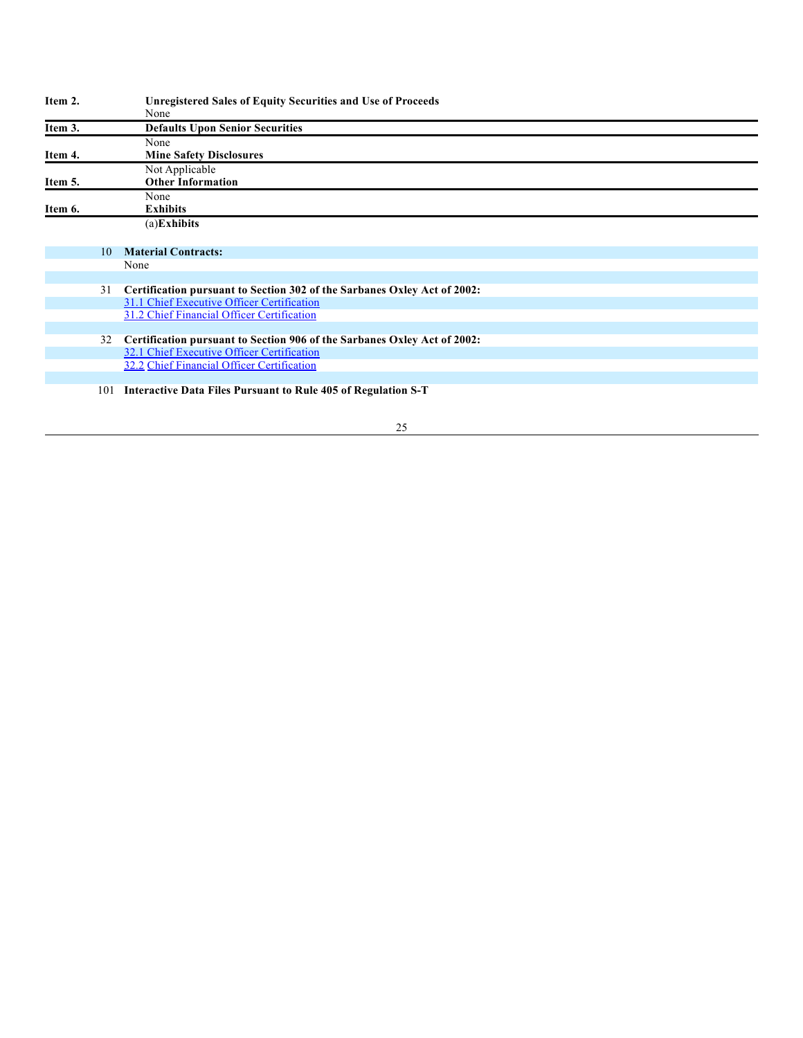**Item 2. Unregistered Sales of Equity Securities and Use of Proceeds**

None

**Item 3. Defaults Upon Senior Securities**

None

**Item 4. Mine Safety Disclosures**

Not Applicable

**Item 5. Other Information**

None

**Item 6. Exhibits**

(a) **Exhibits**

| | |
|---|---|
| 10 | **Material Contracts:** |
| | None |
| | |
| 31 | **Certification pursuant to Section 302 of the Sarbanes Oxley Act of 2002:** |
| | 31.1 Chief Executive Officer Certification |
| | 31.2 Chief Financial Officer Certification |
| | |
| 32 | **Certification pursuant to Section 906 of the Sarbanes Oxley Act of 2002:** |
| | 32.1 Chief Executive Officer Certification |
| | 32.2 Chief Financial Officer Certification |
| | |
| 101 | **Interactive Data Files Pursuant to Rule 405 of Regulation S-T** |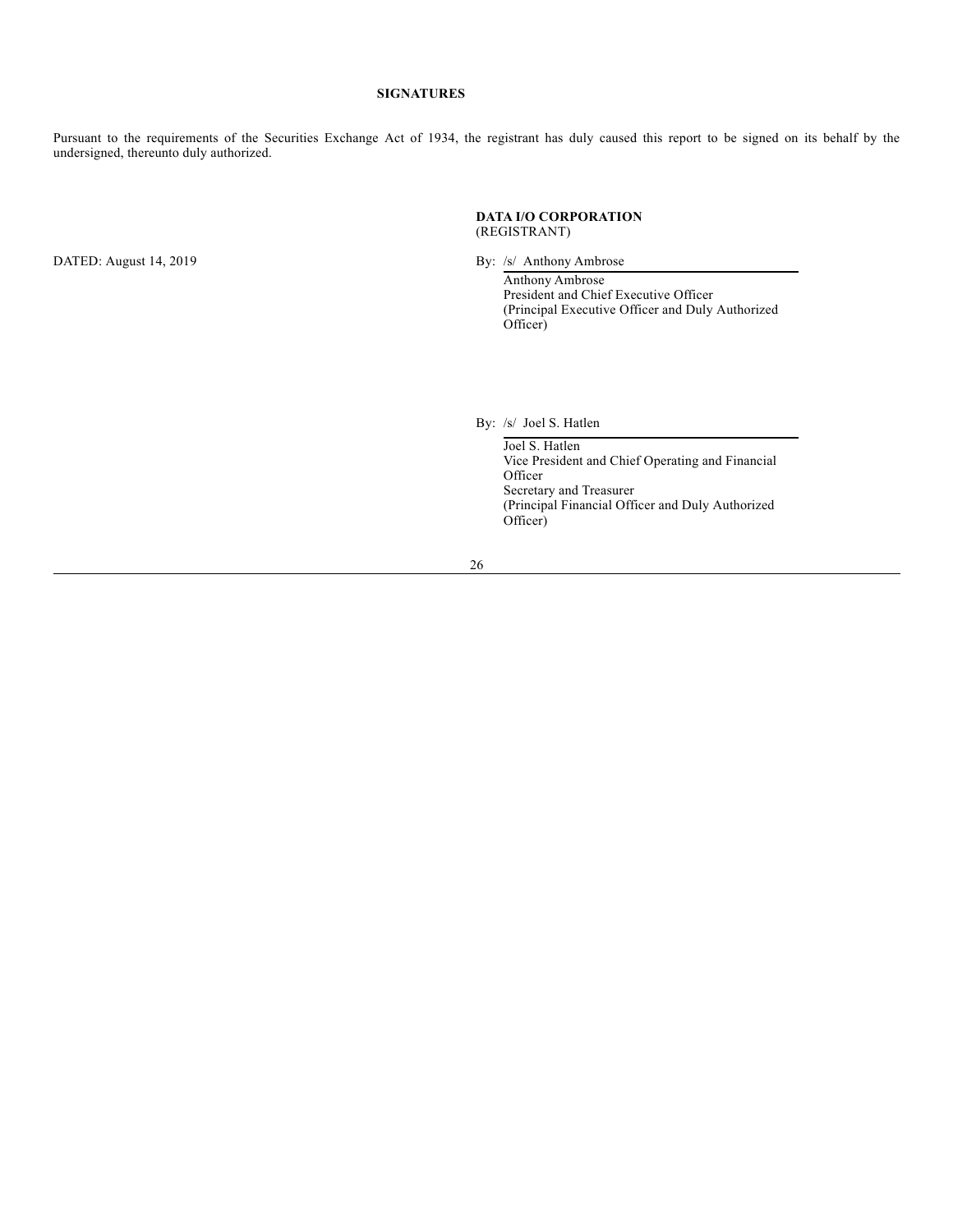## SIGNATURES

Pursuant to the requirements of the Securities Exchange Act of 1934, the registrant has duly caused this report to be signed on its behalf by the undersigned, thereunto duly authorized.

**DATA I/O CORPORATION**
(REGISTRANT)

DATED: August 14, 2019

By: /s/ Anthony Ambrose

Anthony Ambrose
President and Chief Executive Officer
(Principal Executive Officer and Duly Authorized Officer)

By: /s/ Joel S. Hatlen

Joel S. Hatlen
Vice President and Chief Operating and Financial Officer
Secretary and Treasurer
(Principal Financial Officer and Duly Authorized Officer)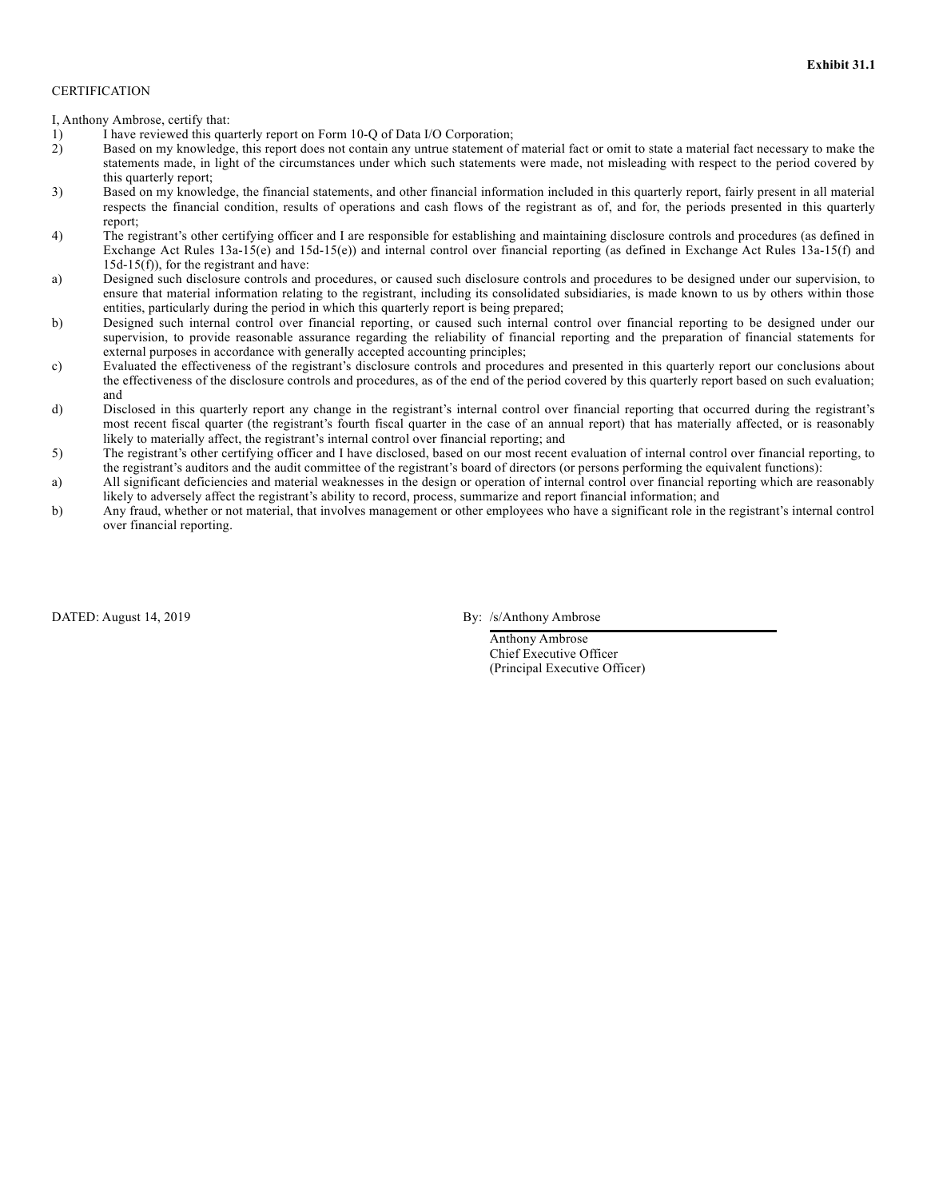**Exhibit 31.1**

CERTIFICATION

I, Anthony Ambrose, certify that:

1) I have reviewed this quarterly report on Form 10-Q of Data I/O Corporation;

2) Based on my knowledge, this report does not contain any untrue statement of material fact or omit to state a material fact necessary to make the statements made, in light of the circumstances under which such statements were made, not misleading with respect to the period covered by this quarterly report;

3) Based on my knowledge, the financial statements, and other financial information included in this quarterly report, fairly present in all material respects the financial condition, results of operations and cash flows of the registrant as of, and for, the periods presented in this quarterly report;

4) The registrant's other certifying officer and I are responsible for establishing and maintaining disclosure controls and procedures (as defined in Exchange Act Rules 13a-15(e) and 15d-15(e)) and internal control over financial reporting (as defined in Exchange Act Rules 13a-15(f) and 15d-15(f)), for the registrant and have:

a) Designed such disclosure controls and procedures, or caused such disclosure controls and procedures to be designed under our supervision, to ensure that material information relating to the registrant, including its consolidated subsidiaries, is made known to us by others within those entities, particularly during the period in which this quarterly report is being prepared;

b) Designed such internal control over financial reporting, or caused such internal control over financial reporting to be designed under our supervision, to provide reasonable assurance regarding the reliability of financial reporting and the preparation of financial statements for external purposes in accordance with generally accepted accounting principles;

c) Evaluated the effectiveness of the registrant's disclosure controls and procedures and presented in this quarterly report our conclusions about the effectiveness of the disclosure controls and procedures, as of the end of the period covered by this quarterly report based on such evaluation; and

d) Disclosed in this quarterly report any change in the registrant's internal control over financial reporting that occurred during the registrant's most recent fiscal quarter (the registrant's fourth fiscal quarter in the case of an annual report) that has materially affected, or is reasonably likely to materially affect, the registrant's internal control over financial reporting; and

5) The registrant's other certifying officer and I have disclosed, based on our most recent evaluation of internal control over financial reporting, to the registrant's auditors and the audit committee of the registrant's board of directors (or persons performing the equivalent functions):

a) All significant deficiencies and material weaknesses in the design or operation of internal control over financial reporting which are reasonably likely to adversely affect the registrant's ability to record, process, summarize and report financial information; and

b) Any fraud, whether or not material, that involves management or other employees who have a significant role in the registrant's internal control over financial reporting.

DATED: August 14, 2019

By: /s/Anthony Ambrose

Anthony Ambrose
Chief Executive Officer
(Principal Executive Officer)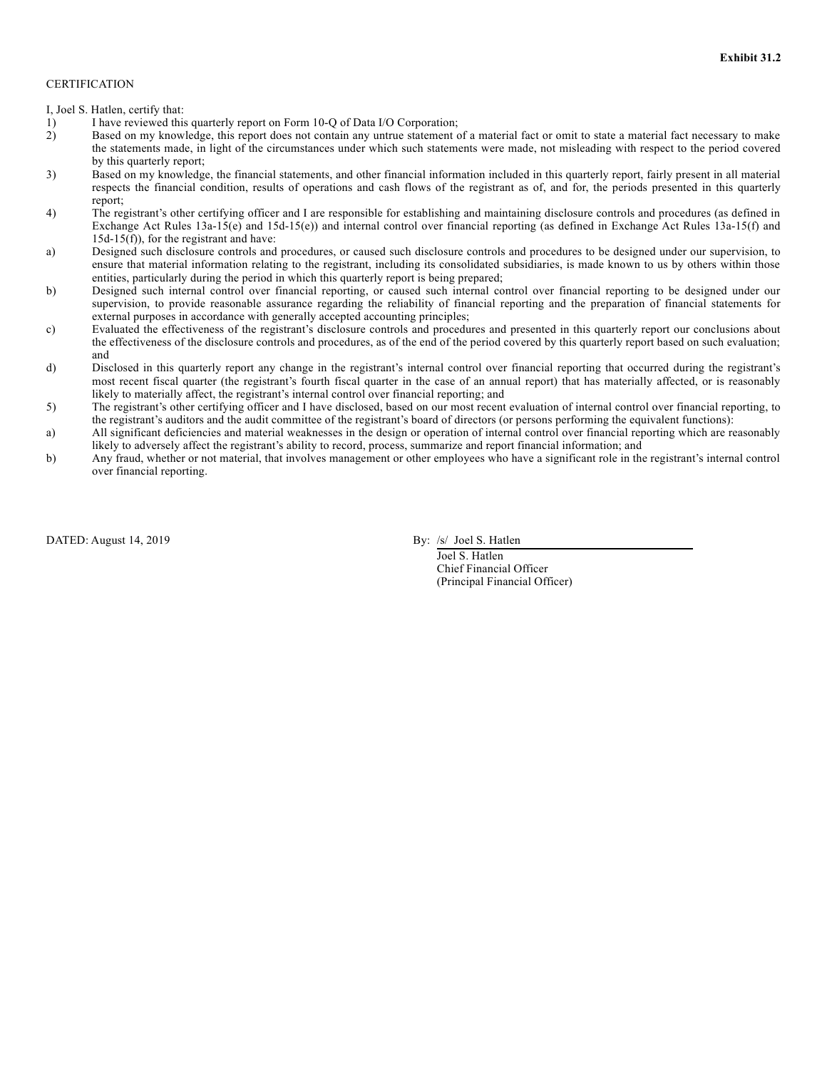**Exhibit 31.2**

CERTIFICATION

I, Joel S. Hatlen, certify that:

1) I have reviewed this quarterly report on Form 10-Q of Data I/O Corporation;

2) Based on my knowledge, this report does not contain any untrue statement of a material fact or omit to state a material fact necessary to make the statements made, in light of the circumstances under which such statements were made, not misleading with respect to the period covered by this quarterly report;

3) Based on my knowledge, the financial statements, and other financial information included in this quarterly report, fairly present in all material respects the financial condition, results of operations and cash flows of the registrant as of, and for, the periods presented in this quarterly report;

4) The registrant's other certifying officer and I are responsible for establishing and maintaining disclosure controls and procedures (as defined in Exchange Act Rules 13a-15(e) and 15d-15(e)) and internal control over financial reporting (as defined in Exchange Act Rules 13a-15(f) and 15d-15(f)), for the registrant and have:

a) Designed such disclosure controls and procedures, or caused such disclosure controls and procedures to be designed under our supervision, to ensure that material information relating to the registrant, including its consolidated subsidiaries, is made known to us by others within those entities, particularly during the period in which this quarterly report is being prepared;

b) Designed such internal control over financial reporting, or caused such internal control over financial reporting to be designed under our supervision, to provide reasonable assurance regarding the reliability of financial reporting and the preparation of financial statements for external purposes in accordance with generally accepted accounting principles;

c) Evaluated the effectiveness of the registrant's disclosure controls and procedures and presented in this quarterly report our conclusions about the effectiveness of the disclosure controls and procedures, as of the end of the period covered by this quarterly report based on such evaluation; and

d) Disclosed in this quarterly report any change in the registrant's internal control over financial reporting that occurred during the registrant's most recent fiscal quarter (the registrant's fourth fiscal quarter in the case of an annual report) that has materially affected, or is reasonably likely to materially affect, the registrant's internal control over financial reporting; and

5) The registrant's other certifying officer and I have disclosed, based on our most recent evaluation of internal control over financial reporting, to the registrant's auditors and the audit committee of the registrant's board of directors (or persons performing the equivalent functions):

a) All significant deficiencies and material weaknesses in the design or operation of internal control over financial reporting which are reasonably likely to adversely affect the registrant's ability to record, process, summarize and report financial information; and

b) Any fraud, whether or not material, that involves management or other employees who have a significant role in the registrant's internal control over financial reporting.

DATED: August 14, 2019

By: /s/ Joel S. Hatlen

Joel S. Hatlen
Chief Financial Officer
(Principal Financial Officer)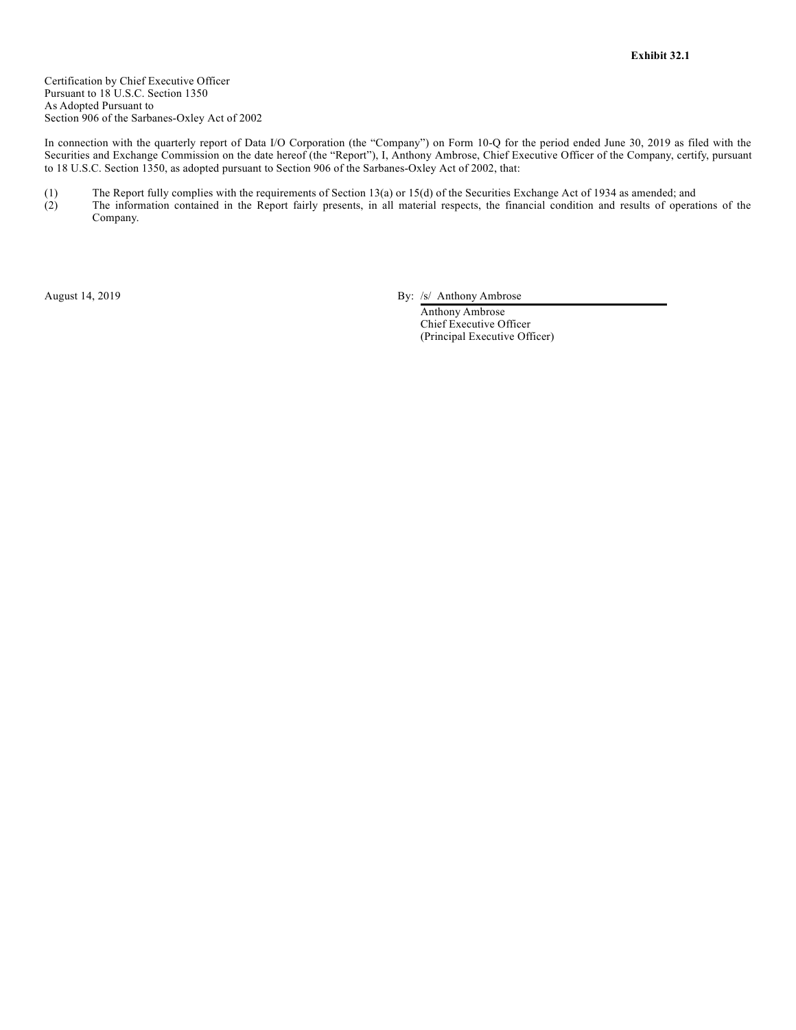**Exhibit 32.1**

Certification by Chief Executive Officer
Pursuant to 18 U.S.C. Section 1350
As Adopted Pursuant to
Section 906 of the Sarbanes-Oxley Act of 2002

In connection with the quarterly report of Data I/O Corporation (the "Company") on Form 10-Q for the period ended June 30, 2019 as filed with the Securities and Exchange Commission on the date hereof (the "Report"), I, Anthony Ambrose, Chief Executive Officer of the Company, certify, pursuant to 18 U.S.C. Section 1350, as adopted pursuant to Section 906 of the Sarbanes-Oxley Act of 2002, that:

(1) The Report fully complies with the requirements of Section 13(a) or 15(d) of the Securities Exchange Act of 1934 as amended; and
(2) The information contained in the Report fairly presents, in all material respects, the financial condition and results of operations of the Company.

August 14, 2019

By: /s/ Anthony Ambrose
Anthony Ambrose
Chief Executive Officer
(Principal Executive Officer)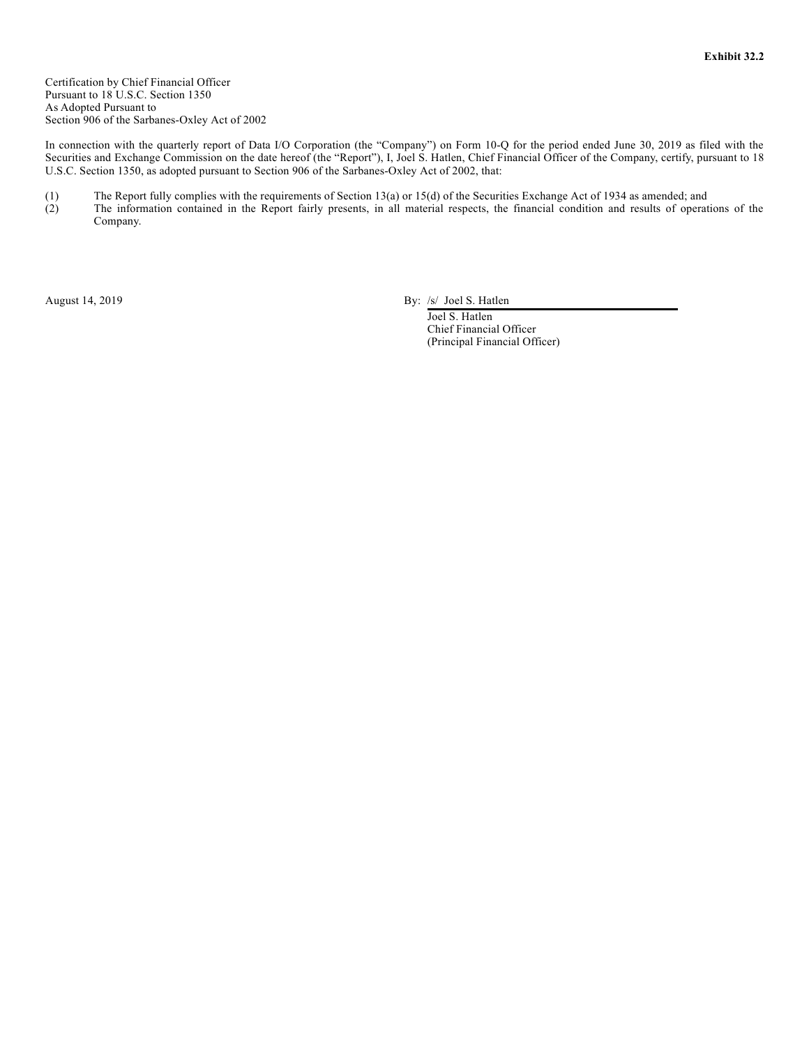**Exhibit 32.2**

Certification by Chief Financial Officer
Pursuant to 18 U.S.C. Section 1350
As Adopted Pursuant to
Section 906 of the Sarbanes-Oxley Act of 2002

In connection with the quarterly report of Data I/O Corporation (the "Company") on Form 10-Q for the period ended June 30, 2019 as filed with the Securities and Exchange Commission on the date hereof (the "Report"), I, Joel S. Hatlen, Chief Financial Officer of the Company, certify, pursuant to 18 U.S.C. Section 1350, as adopted pursuant to Section 906 of the Sarbanes-Oxley Act of 2002, that:

(1) The Report fully complies with the requirements of Section 13(a) or 15(d) of the Securities Exchange Act of 1934 as amended; and
(2) The information contained in the Report fairly presents, in all material respects, the financial condition and results of operations of the Company.

August 14, 2019

By: /s/ Joel S. Hatlen
Joel S. Hatlen
Chief Financial Officer
(Principal Financial Officer)